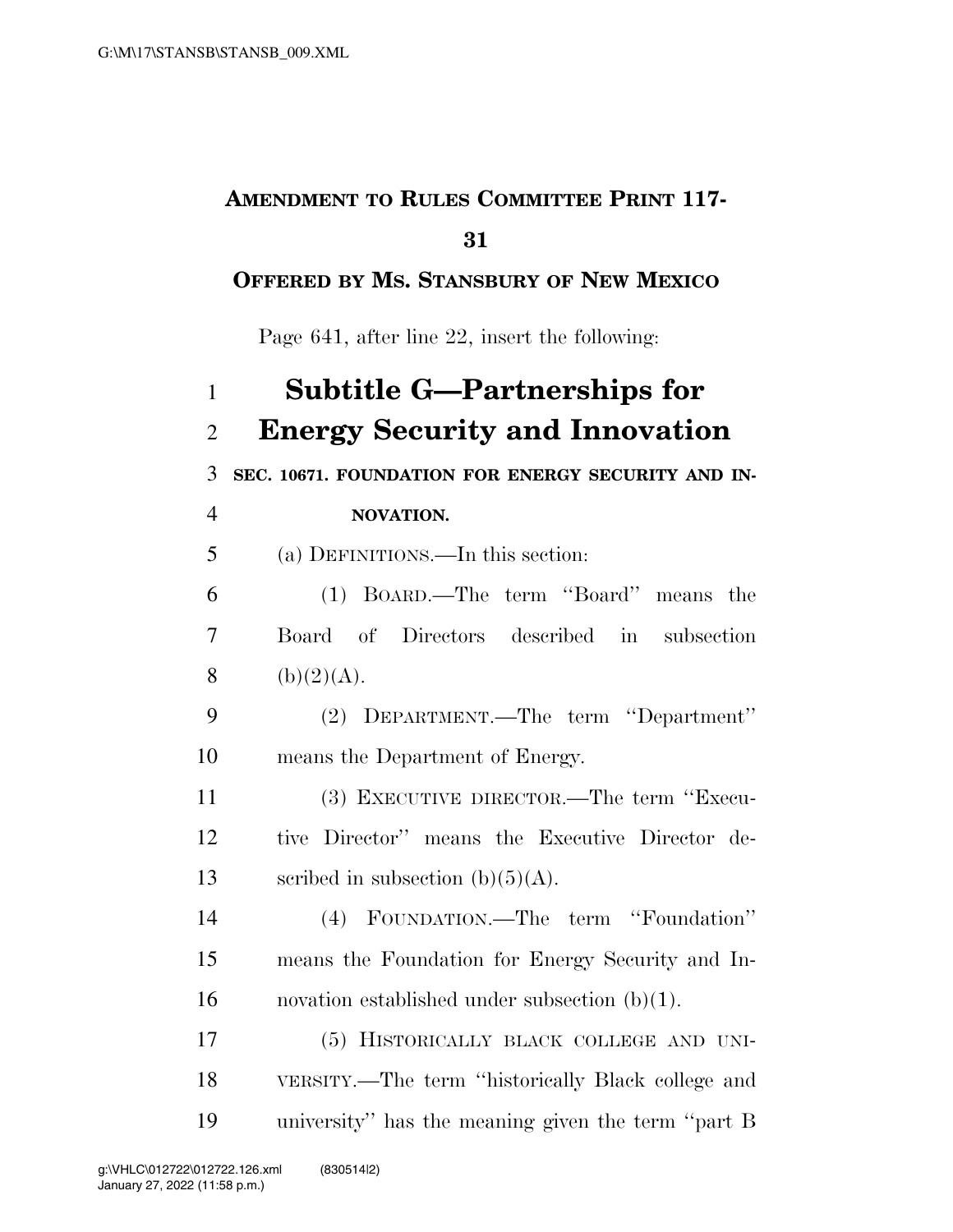**AMENDMENT TO RULES COMMITTEE PRINT 117-31**

**OFFERED BY MS. STANSBURY OF NEW MEXICO**

Page 641, after line 22, insert the following:

# Subtitle G—Partnerships for Energy Security and Innovation

**SEC. 10671. FOUNDATION FOR ENERGY SECURITY AND INNOVATION.**

(a) DEFINITIONS.—In this section:

(1) BOARD.—The term ''Board'' means the Board of Directors described in subsection (b)(2)(A).

(2) DEPARTMENT.—The term ''Department'' means the Department of Energy.

(3) EXECUTIVE DIRECTOR.—The term ''Executive Director'' means the Executive Director described in subsection (b)(5)(A).

(4) FOUNDATION.—The term ''Foundation'' means the Foundation for Energy Security and Innovation established under subsection (b)(1).

(5) HISTORICALLY BLACK COLLEGE AND UNIVERSITY.—The term ''historically Black college and university'' has the meaning given the term ''part B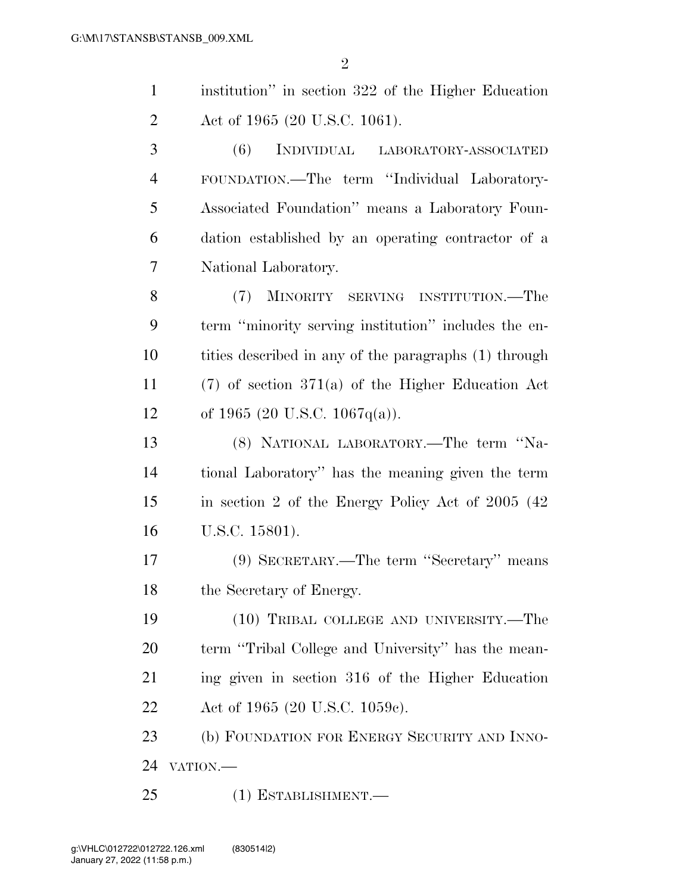institution" in section 322 of the Higher Education Act of 1965 (20 U.S.C. 1061).

(6) INDIVIDUAL LABORATORY-ASSOCIATED FOUNDATION.—The term "Individual Laboratory-Associated Foundation" means a Laboratory Foundation established by an operating contractor of a National Laboratory.

(7) MINORITY SERVING INSTITUTION.—The term "minority serving institution" includes the entities described in any of the paragraphs (1) through (7) of section 371(a) of the Higher Education Act of 1965 (20 U.S.C. 1067q(a)).

(8) NATIONAL LABORATORY.—The term "National Laboratory" has the meaning given the term in section 2 of the Energy Policy Act of 2005 (42 U.S.C. 15801).

(9) SECRETARY.—The term "Secretary" means the Secretary of Energy.

(10) TRIBAL COLLEGE AND UNIVERSITY.—The term "Tribal College and University" has the meaning given in section 316 of the Higher Education Act of 1965 (20 U.S.C. 1059c).

(b) FOUNDATION FOR ENERGY SECURITY AND INNOVATION.—

(1) ESTABLISHMENT.—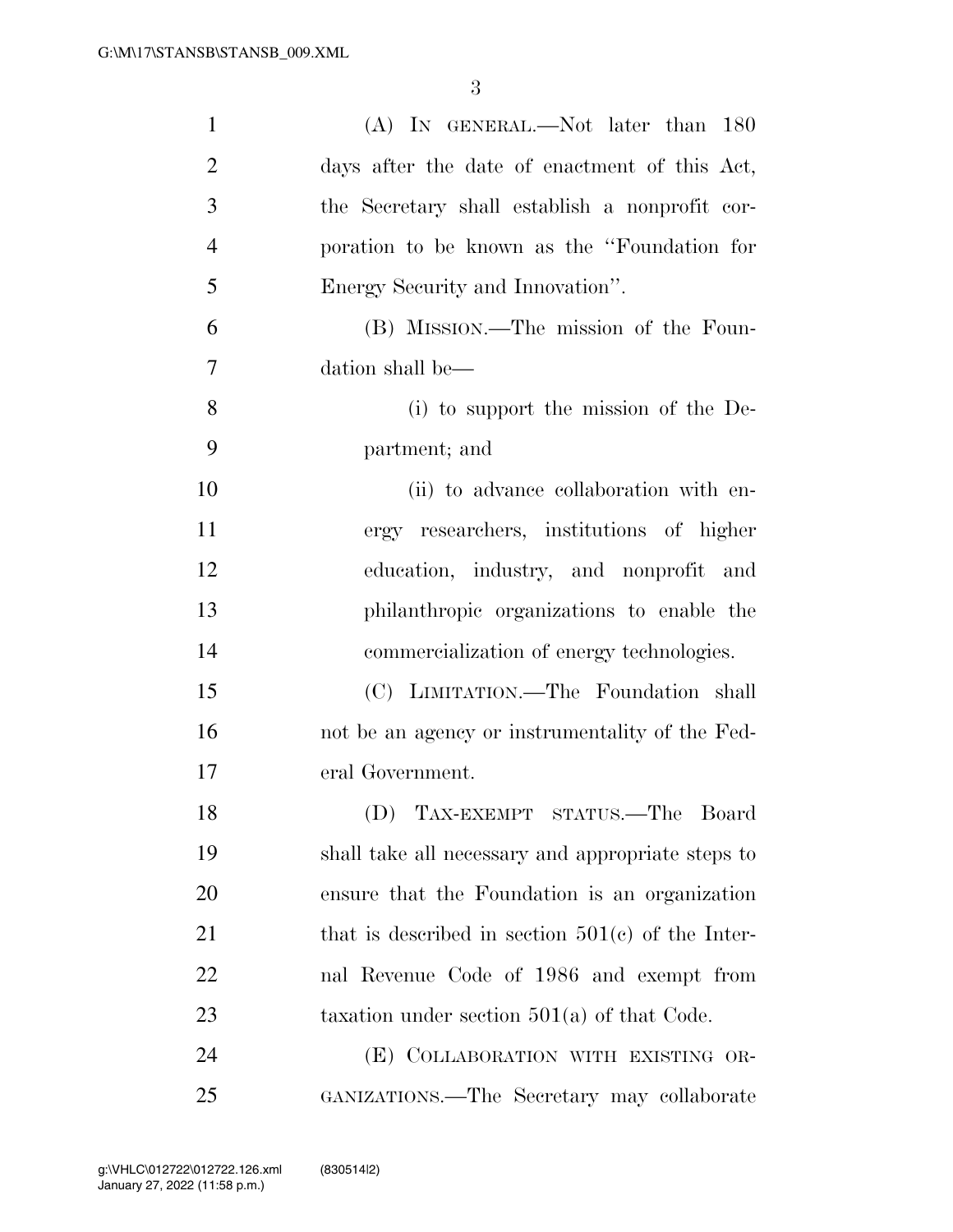(A) IN GENERAL.—Not later than 180 days after the date of enactment of this Act, the Secretary shall establish a nonprofit corporation to be known as the "Foundation for Energy Security and Innovation".

(B) MISSION.—The mission of the Foundation shall be—

(i) to support the mission of the Department; and

(ii) to advance collaboration with energy researchers, institutions of higher education, industry, and nonprofit and philanthropic organizations to enable the commercialization of energy technologies.

(C) LIMITATION.—The Foundation shall not be an agency or instrumentality of the Federal Government.

(D) TAX-EXEMPT STATUS.—The Board shall take all necessary and appropriate steps to ensure that the Foundation is an organization that is described in section 501(c) of the Internal Revenue Code of 1986 and exempt from taxation under section 501(a) of that Code.

(E) COLLABORATION WITH EXISTING ORGANIZATIONS.—The Secretary may collaborate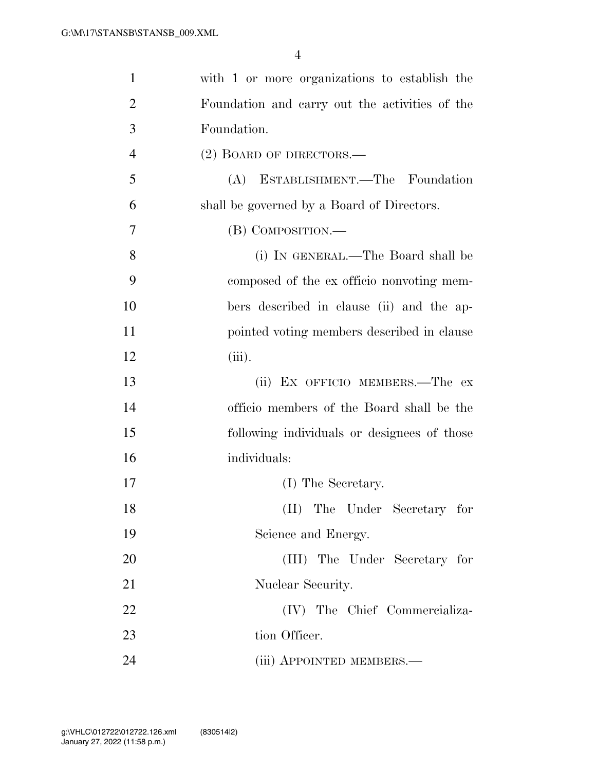with 1 or more organizations to establish the Foundation and carry out the activities of the Foundation.

(2) BOARD OF DIRECTORS.—

(A) ESTABLISHMENT.—The Foundation shall be governed by a Board of Directors.

(B) COMPOSITION.—

(i) IN GENERAL.—The Board shall be composed of the ex officio nonvoting members described in clause (ii) and the appointed voting members described in clause (iii).

(ii) EX OFFICIO MEMBERS.—The ex officio members of the Board shall be the following individuals or designees of those individuals:

(I) The Secretary.

(II) The Under Secretary for Science and Energy.

(III) The Under Secretary for Nuclear Security.

(IV) The Chief Commercialization Officer.

(iii) APPOINTED MEMBERS.—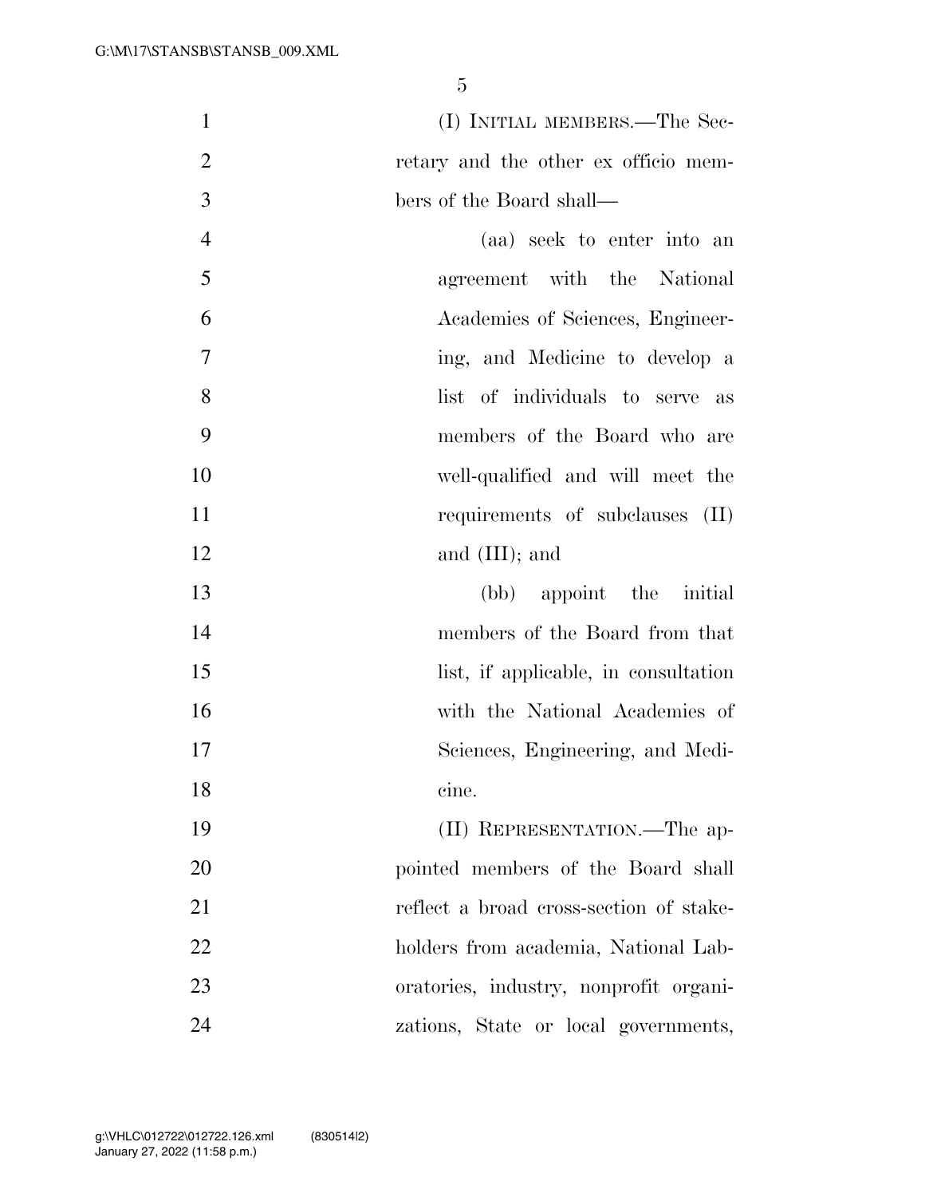(I) INITIAL MEMBERS.—The Secretary and the other ex officio members of the Board shall—

(aa) seek to enter into an agreement with the National Academies of Sciences, Engineering, and Medicine to develop a list of individuals to serve as members of the Board who are well-qualified and will meet the requirements of subclauses (II) and (III); and

(bb) appoint the initial members of the Board from that list, if applicable, in consultation with the National Academies of Sciences, Engineering, and Medicine.

(II) REPRESENTATION.—The appointed members of the Board shall reflect a broad cross-section of stakeholders from academia, National Laboratories, industry, nonprofit organizations, State or local governments,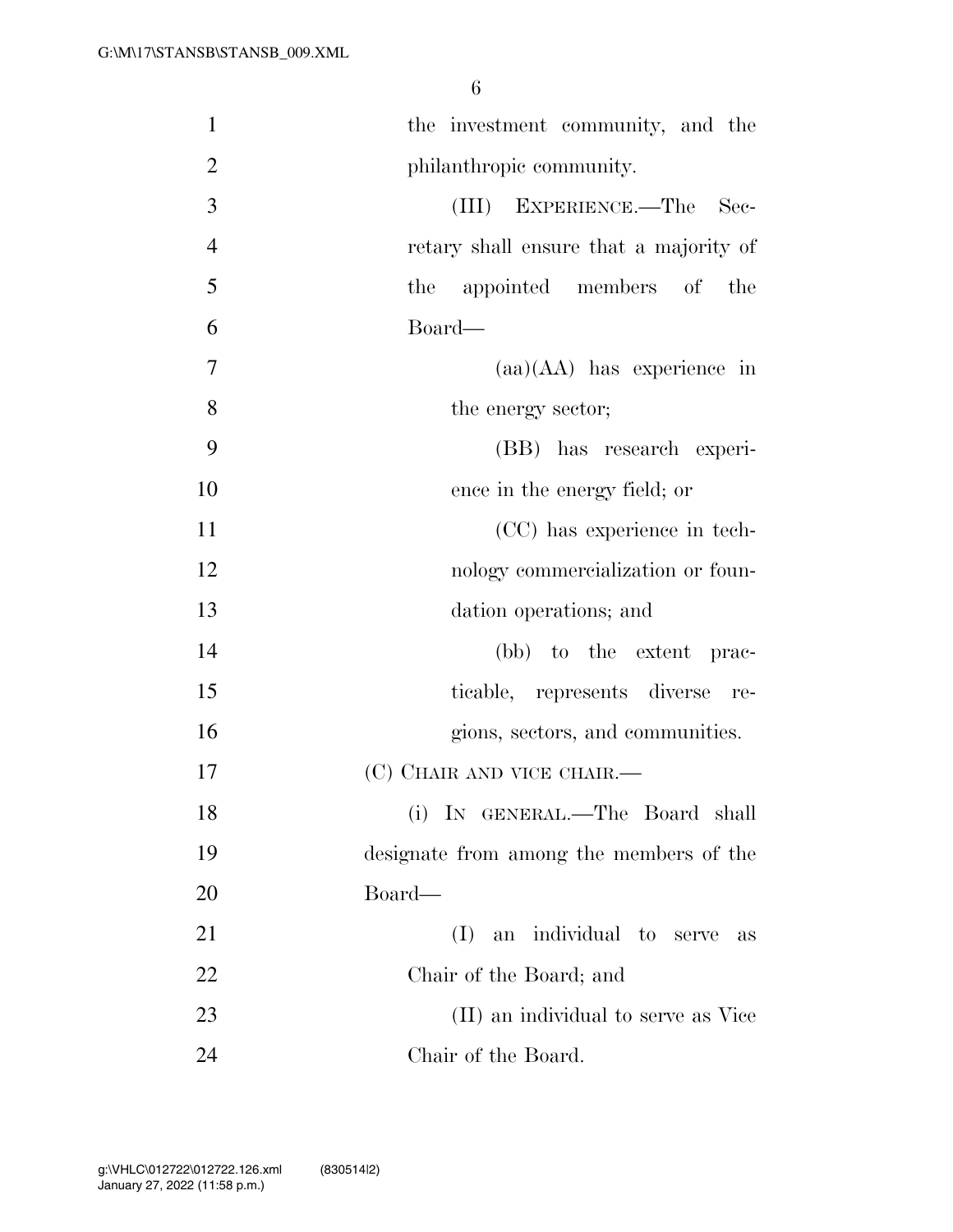the investment community, and the philanthropic community.

(III) EXPERIENCE.—The Secretary shall ensure that a majority of the appointed members of the Board—

(aa)(AA) has experience in the energy sector;

(BB) has research experience in the energy field; or

(CC) has experience in technology commercialization or foundation operations; and

(bb) to the extent practicable, represents diverse regions, sectors, and communities.

(C) CHAIR AND VICE CHAIR.—

(i) IN GENERAL.—The Board shall designate from among the members of the Board—

(I) an individual to serve as Chair of the Board; and

(II) an individual to serve as Vice Chair of the Board.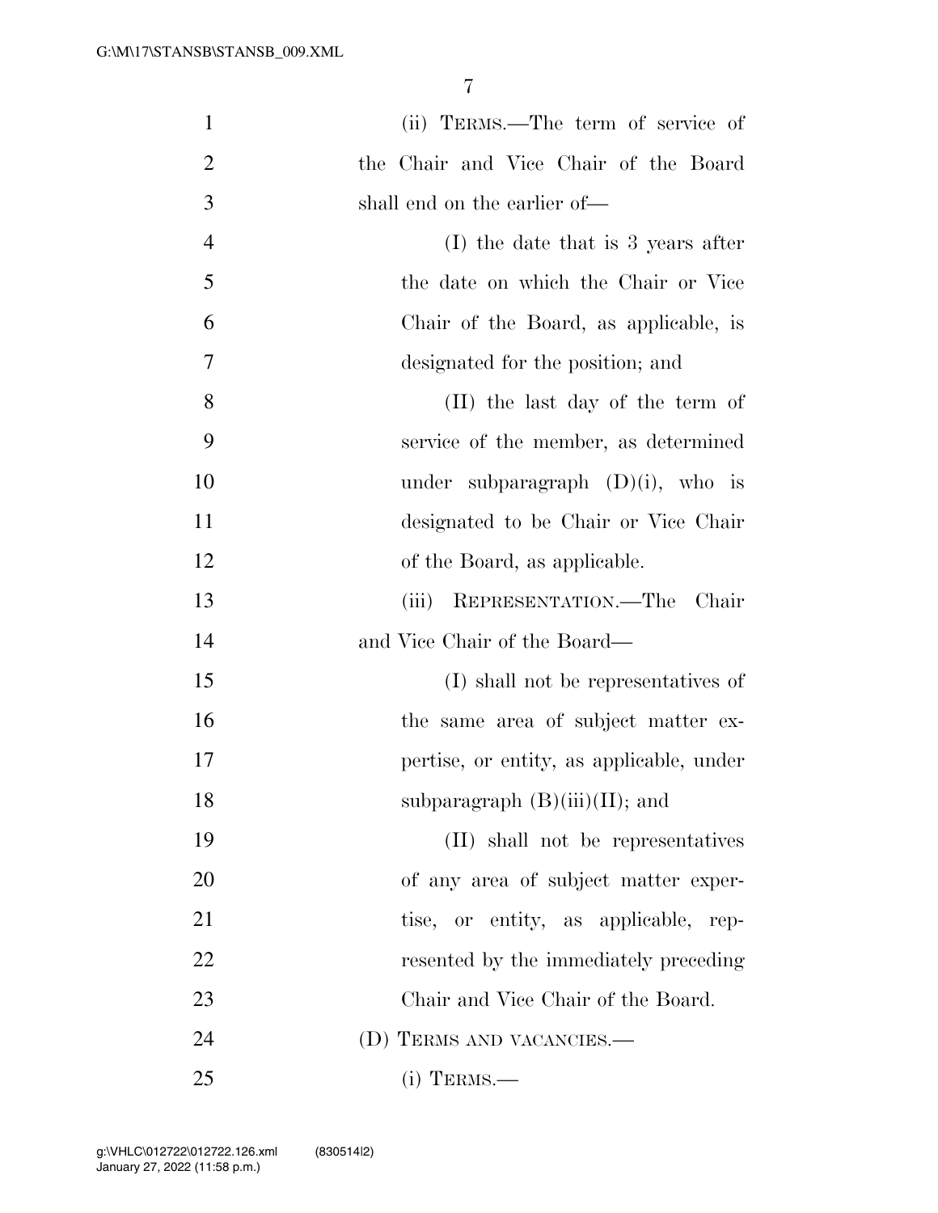(ii) TERMS.—The term of service of the Chair and Vice Chair of the Board shall end on the earlier of—

(I) the date that is 3 years after the date on which the Chair or Vice Chair of the Board, as applicable, is designated for the position; and

(II) the last day of the term of service of the member, as determined under subparagraph (D)(i), who is designated to be Chair or Vice Chair of the Board, as applicable.

(iii) REPRESENTATION.—The Chair and Vice Chair of the Board—

(I) shall not be representatives of the same area of subject matter expertise, or entity, as applicable, under subparagraph (B)(iii)(II); and

(II) shall not be representatives of any area of subject matter expertise, or entity, as applicable, represented by the immediately preceding Chair and Vice Chair of the Board.

(D) TERMS AND VACANCIES.—

(i) TERMS.—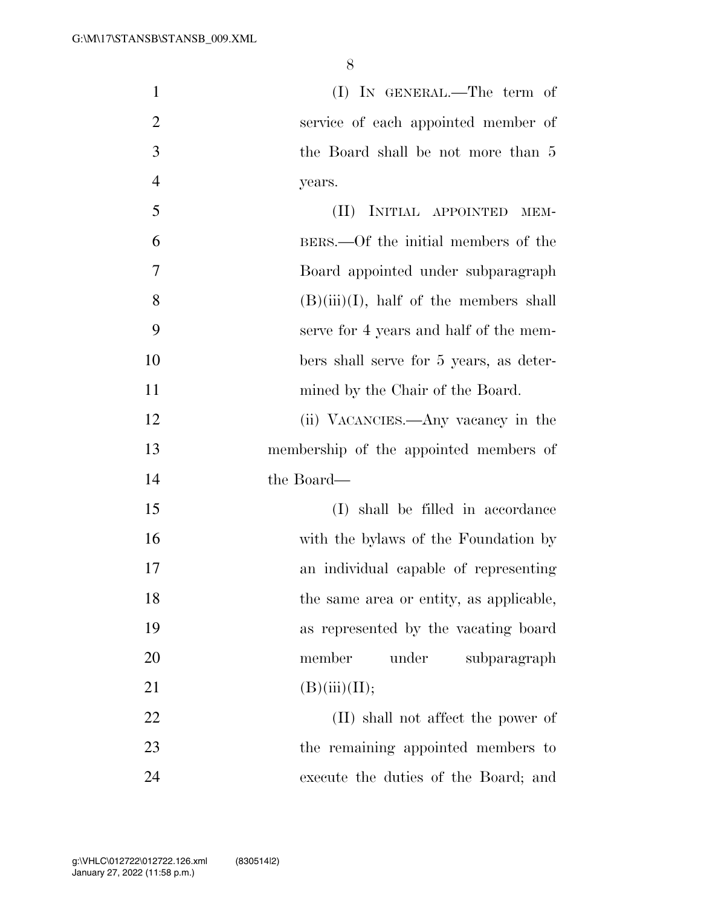(I) IN GENERAL.—The term of service of each appointed member of the Board shall be not more than 5 years.

(II) INITIAL APPOINTED MEMBERS.—Of the initial members of the Board appointed under subparagraph (B)(iii)(I), half of the members shall serve for 4 years and half of the members shall serve for 5 years, as determined by the Chair of the Board.

(ii) VACANCIES.—Any vacancy in the membership of the appointed members of the Board—

(I) shall be filled in accordance with the bylaws of the Foundation by an individual capable of representing the same area or entity, as applicable, as represented by the vacating board member under subparagraph (B)(iii)(II);

(II) shall not affect the power of the remaining appointed members to execute the duties of the Board; and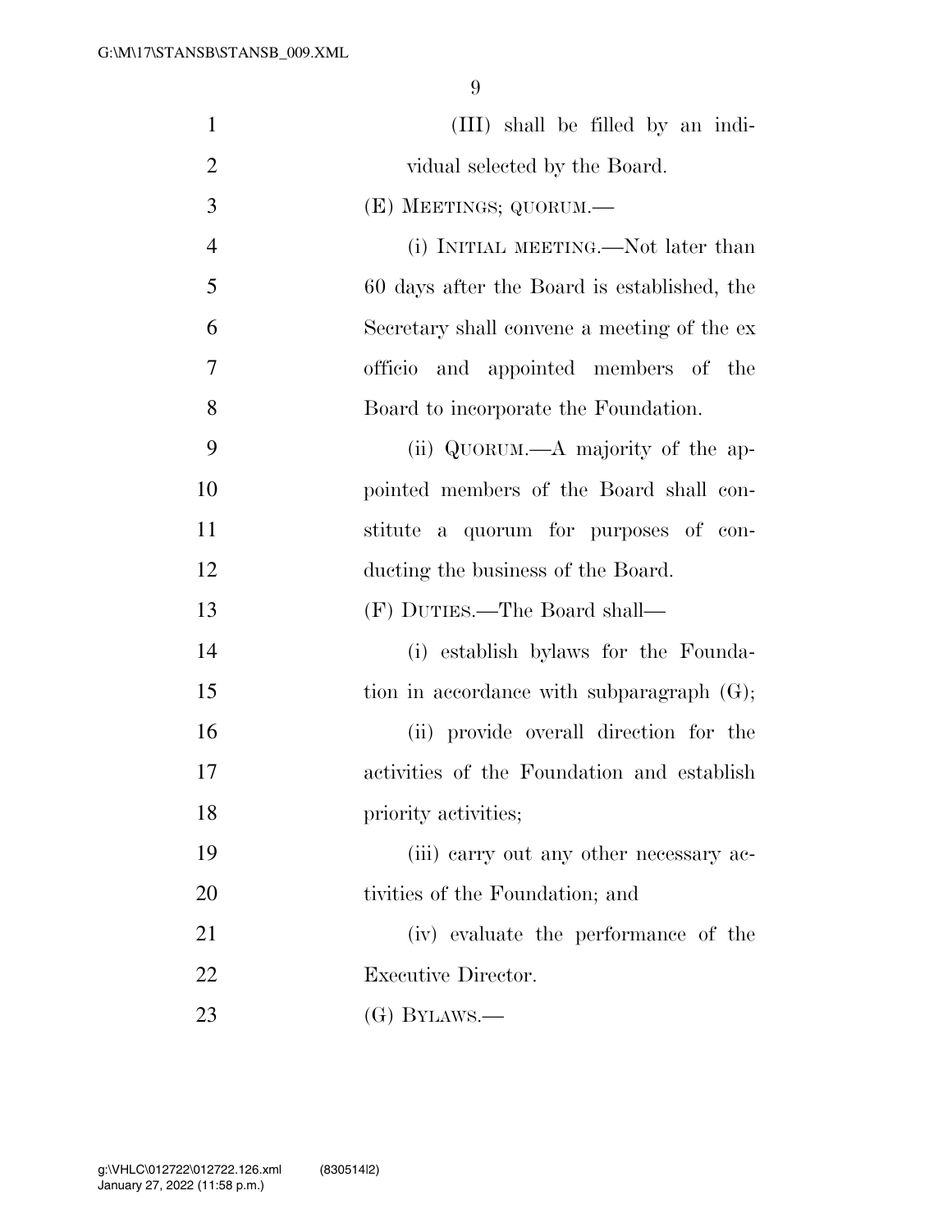(III) shall be filled by an individual selected by the Board.

(E) MEETINGS; QUORUM.—

(i) INITIAL MEETING.—Not later than 60 days after the Board is established, the Secretary shall convene a meeting of the ex officio and appointed members of the Board to incorporate the Foundation.

(ii) QUORUM.—A majority of the appointed members of the Board shall constitute a quorum for purposes of conducting the business of the Board.

(F) DUTIES.—The Board shall—

(i) establish bylaws for the Foundation in accordance with subparagraph (G);

(ii) provide overall direction for the activities of the Foundation and establish priority activities;

(iii) carry out any other necessary activities of the Foundation; and

(iv) evaluate the performance of the Executive Director.

(G) BYLAWS.—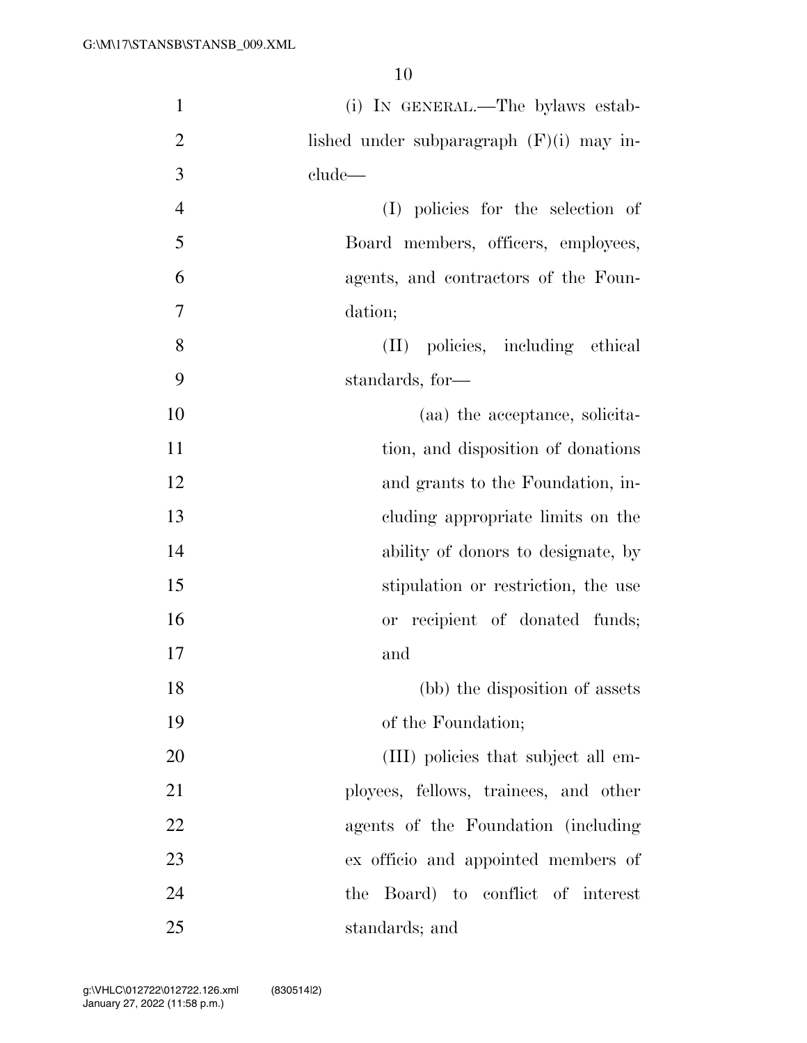(i) IN GENERAL.—The bylaws established under subparagraph (F)(i) may include—

(I) policies for the selection of Board members, officers, employees, agents, and contractors of the Foundation;

(II) policies, including ethical standards, for—

(aa) the acceptance, solicitation, and disposition of donations and grants to the Foundation, including appropriate limits on the ability of donors to designate, by stipulation or restriction, the use or recipient of donated funds; and

(bb) the disposition of assets of the Foundation;

(III) policies that subject all employees, fellows, trainees, and other agents of the Foundation (including ex officio and appointed members of the Board) to conflict of interest standards; and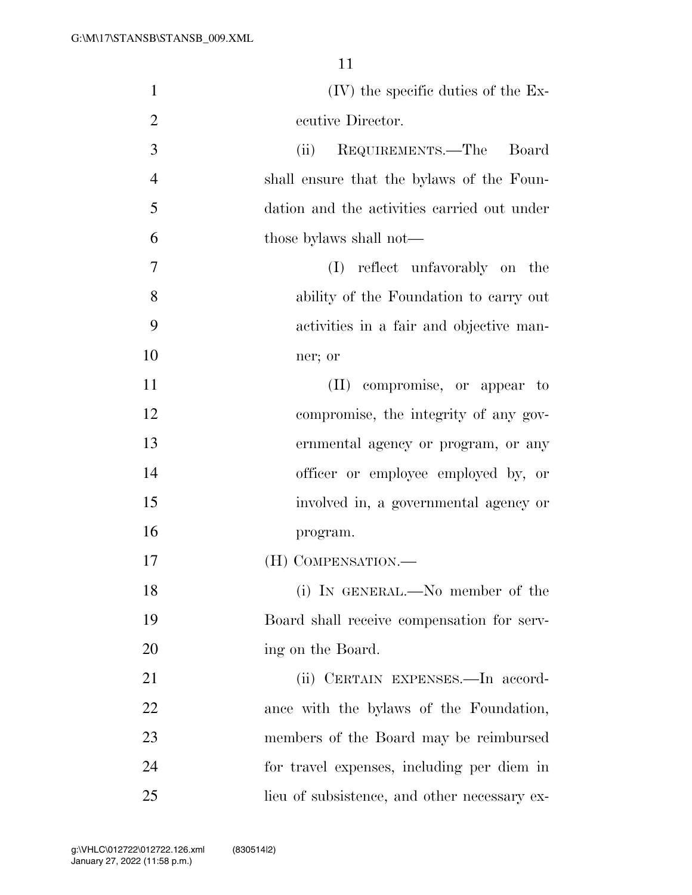(IV) the specific duties of the Executive Director.

(ii) REQUIREMENTS.—The Board shall ensure that the bylaws of the Foundation and the activities carried out under those bylaws shall not—

(I) reflect unfavorably on the ability of the Foundation to carry out activities in a fair and objective manner; or

(II) compromise, or appear to compromise, the integrity of any governmental agency or program, or any officer or employee employed by, or involved in, a governmental agency or program.

(H) COMPENSATION.—

(i) IN GENERAL.—No member of the Board shall receive compensation for serving on the Board.

(ii) CERTAIN EXPENSES.—In accordance with the bylaws of the Foundation, members of the Board may be reimbursed for travel expenses, including per diem in lieu of subsistence, and other necessary ex-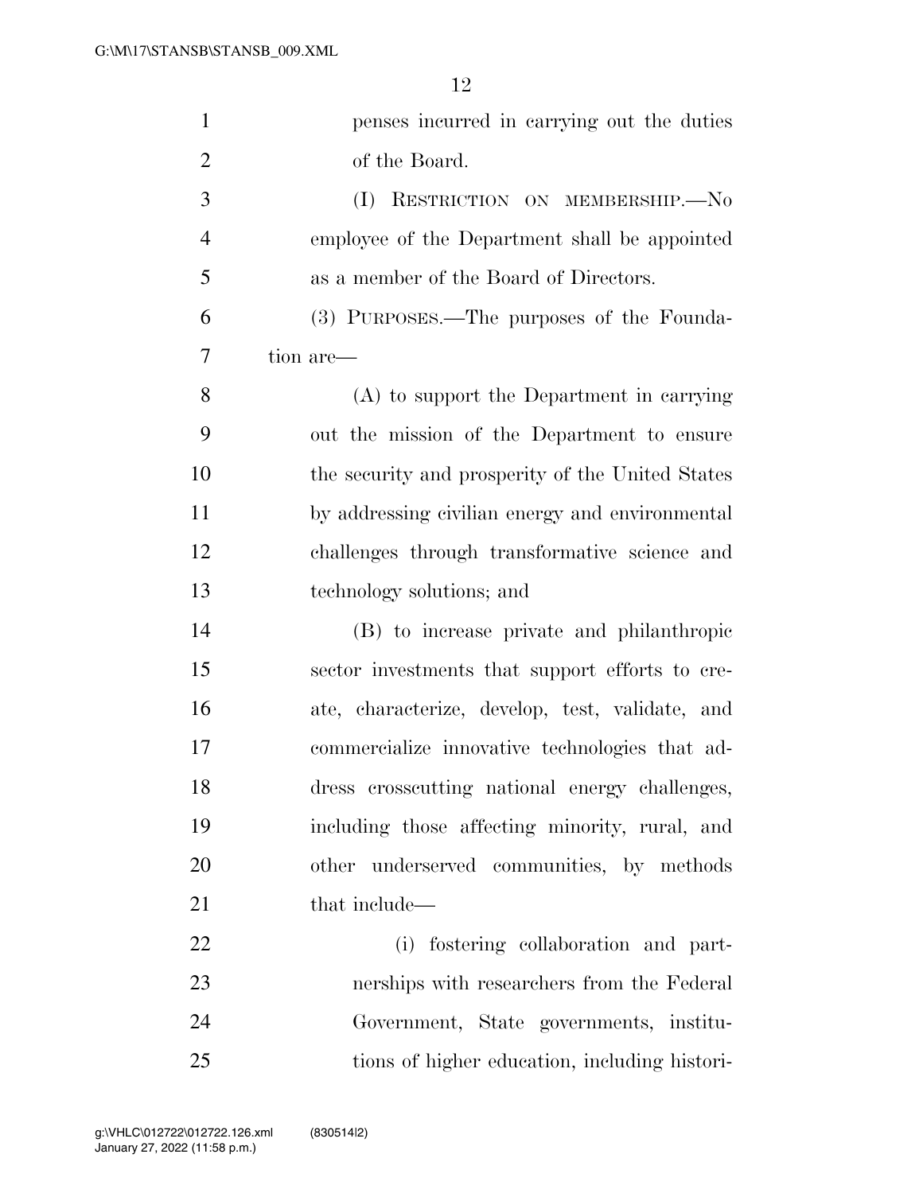penses incurred in carrying out the duties of the Board.

(I) RESTRICTION ON MEMBERSHIP.—No employee of the Department shall be appointed as a member of the Board of Directors.

(3) PURPOSES.—The purposes of the Foundation are—

(A) to support the Department in carrying out the mission of the Department to ensure the security and prosperity of the United States by addressing civilian energy and environmental challenges through transformative science and technology solutions; and

(B) to increase private and philanthropic sector investments that support efforts to create, characterize, develop, test, validate, and commercialize innovative technologies that address crosscutting national energy challenges, including those affecting minority, rural, and other underserved communities, by methods that include—

(i) fostering collaboration and partnerships with researchers from the Federal Government, State governments, institutions of higher education, including histori-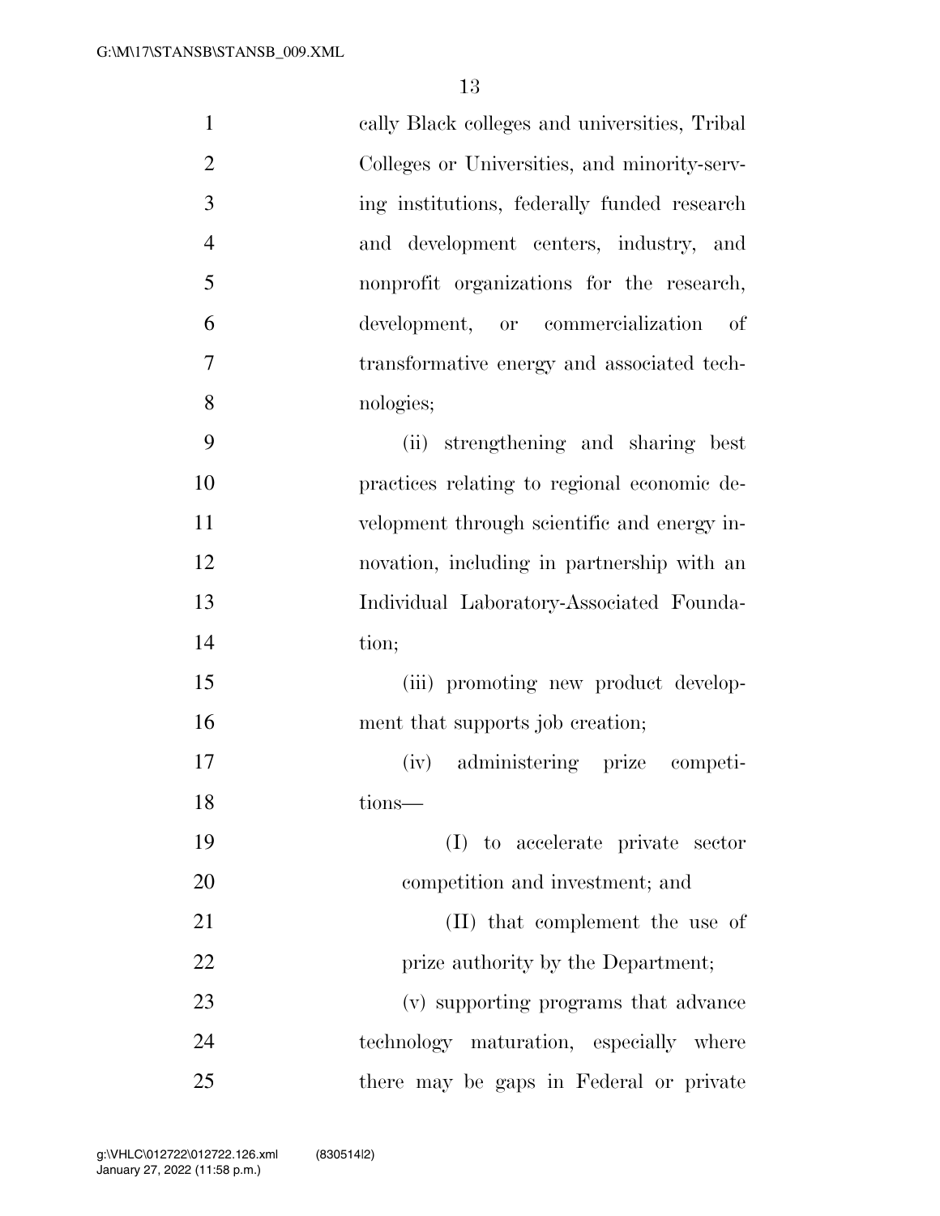cally Black colleges and universities, Tribal Colleges or Universities, and minority-serving institutions, federally funded research and development centers, industry, and nonprofit organizations for the research, development, or commercialization of transformative energy and associated technologies;

(ii) strengthening and sharing best practices relating to regional economic development through scientific and energy innovation, including in partnership with an Individual Laboratory-Associated Foundation;

(iii) promoting new product development that supports job creation;

(iv) administering prize competitions—

(I) to accelerate private sector competition and investment; and

(II) that complement the use of prize authority by the Department;

(v) supporting programs that advance technology maturation, especially where there may be gaps in Federal or private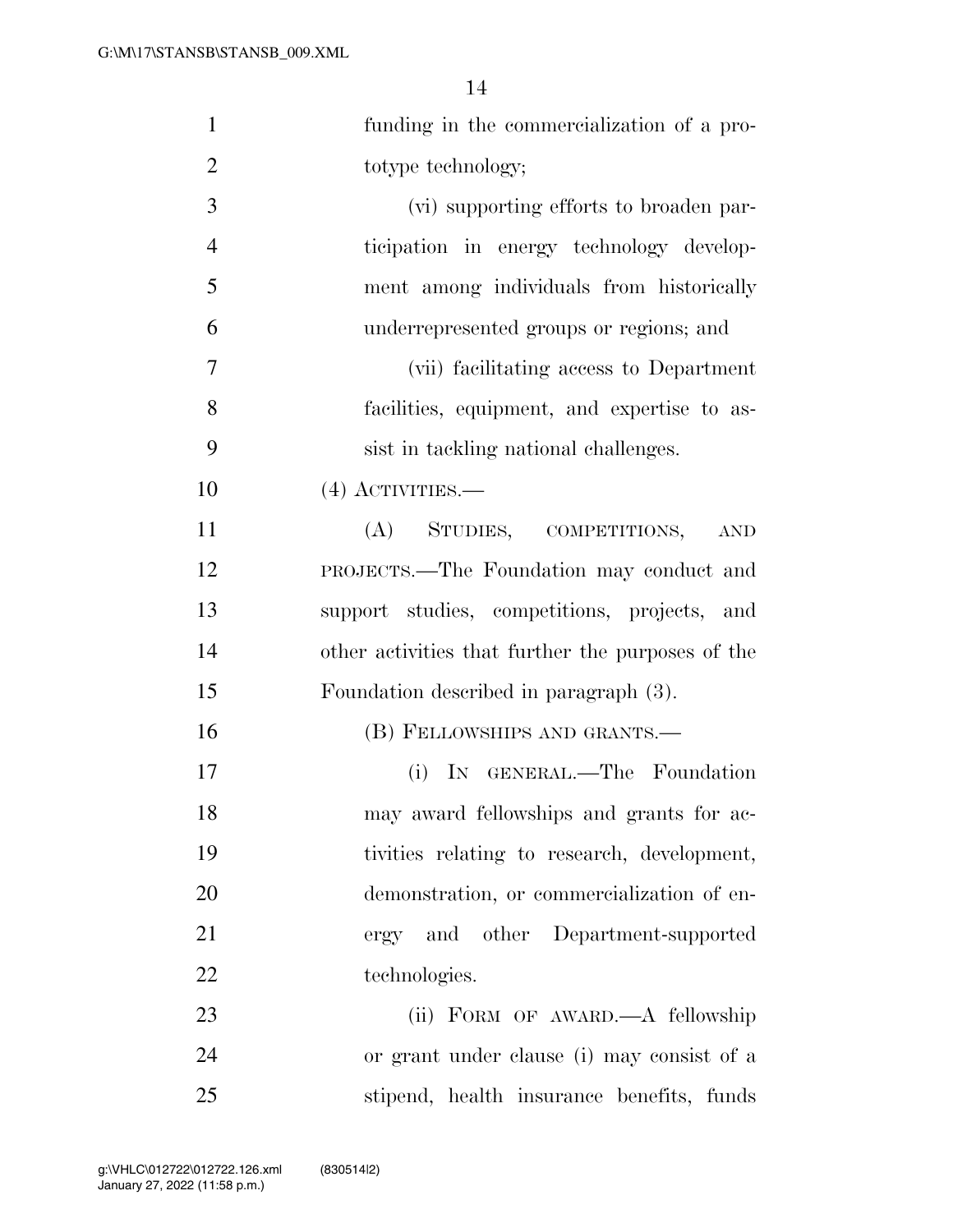funding in the commercialization of a prototype technology;

(vi) supporting efforts to broaden participation in energy technology development among individuals from historically underrepresented groups or regions; and

(vii) facilitating access to Department facilities, equipment, and expertise to assist in tackling national challenges.

(4) ACTIVITIES.—

(A) STUDIES, COMPETITIONS, AND PROJECTS.—The Foundation may conduct and support studies, competitions, projects, and other activities that further the purposes of the Foundation described in paragraph (3).

(B) FELLOWSHIPS AND GRANTS.—

(i) IN GENERAL.—The Foundation may award fellowships and grants for activities relating to research, development, demonstration, or commercialization of energy and other Department-supported technologies.

(ii) FORM OF AWARD.—A fellowship or grant under clause (i) may consist of a stipend, health insurance benefits, funds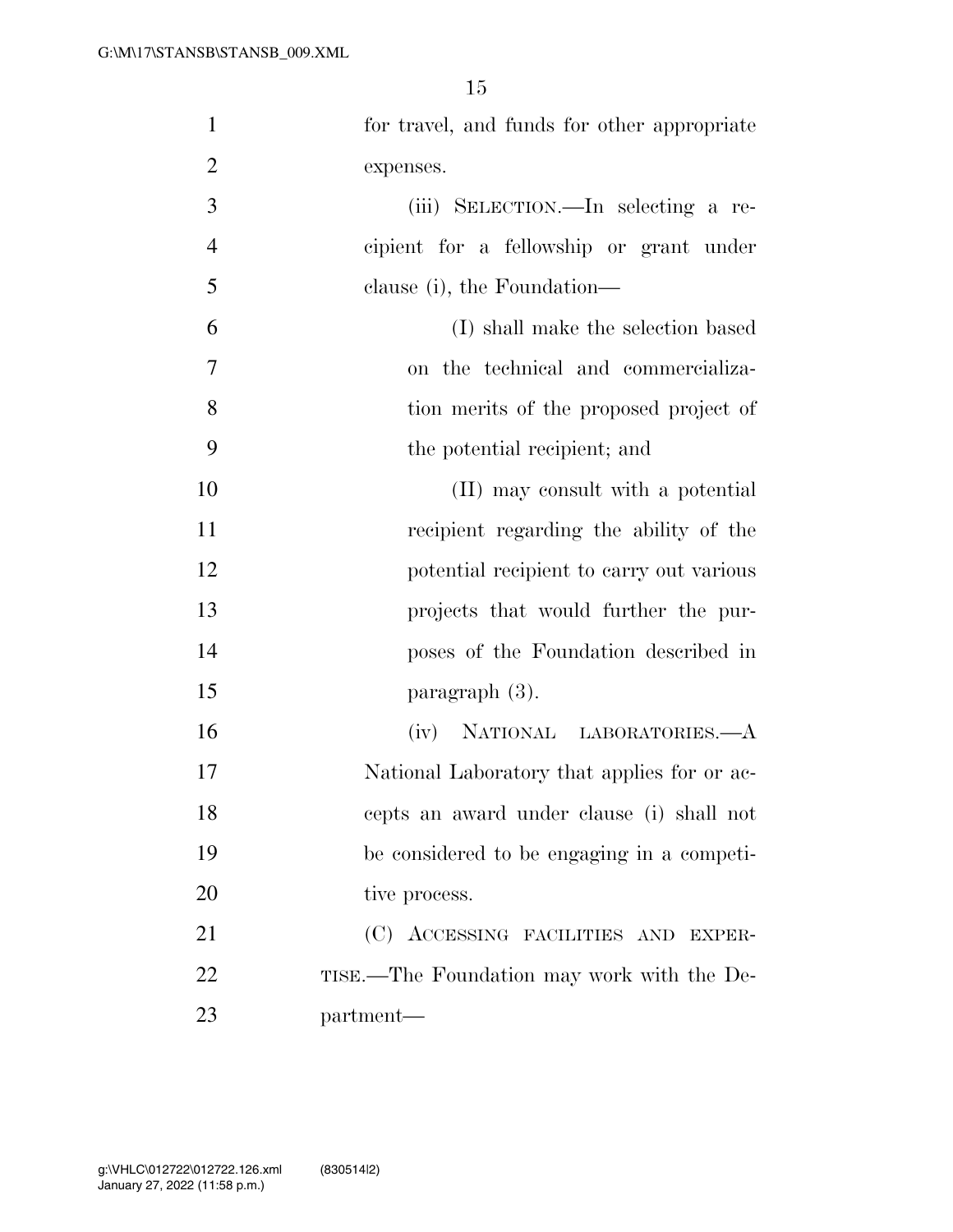for travel, and funds for other appropriate expenses.

(iii) SELECTION.—In selecting a recipient for a fellowship or grant under clause (i), the Foundation—

(I) shall make the selection based on the technical and commercialization merits of the proposed project of the potential recipient; and

(II) may consult with a potential recipient regarding the ability of the potential recipient to carry out various projects that would further the purposes of the Foundation described in paragraph (3).

(iv) NATIONAL LABORATORIES.—A National Laboratory that applies for or accepts an award under clause (i) shall not be considered to be engaging in a competitive process.

(C) ACCESSING FACILITIES AND EXPERTISE.—The Foundation may work with the Department—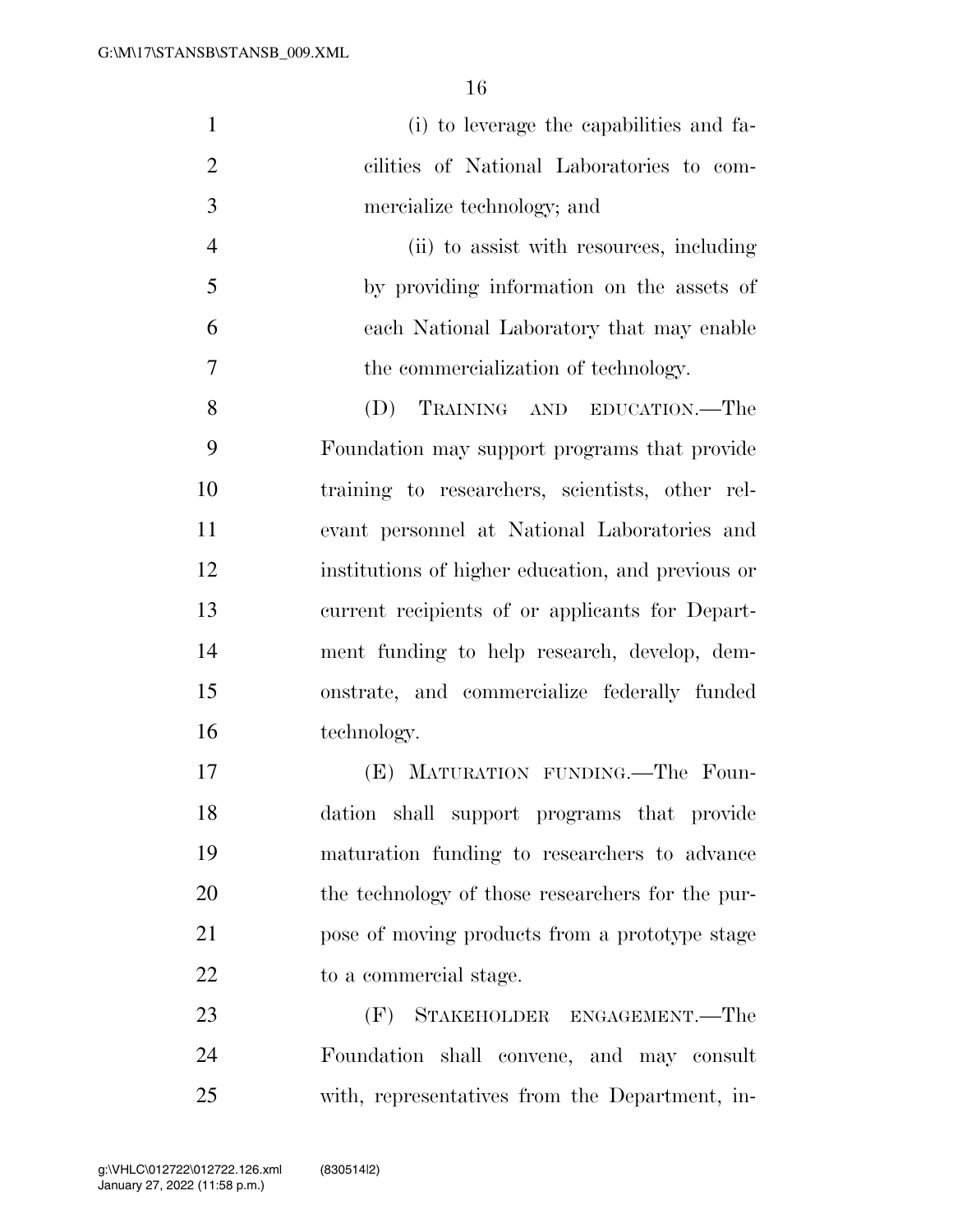(i) to leverage the capabilities and facilities of National Laboratories to commercialize technology; and

(ii) to assist with resources, including by providing information on the assets of each National Laboratory that may enable the commercialization of technology.

(D) TRAINING AND EDUCATION.—The Foundation may support programs that provide training to researchers, scientists, other relevant personnel at National Laboratories and institutions of higher education, and previous or current recipients of or applicants for Department funding to help research, develop, demonstrate, and commercialize federally funded technology.

(E) MATURATION FUNDING.—The Foundation shall support programs that provide maturation funding to researchers to advance the technology of those researchers for the purpose of moving products from a prototype stage to a commercial stage.

(F) STAKEHOLDER ENGAGEMENT.—The Foundation shall convene, and may consult with, representatives from the Department, in-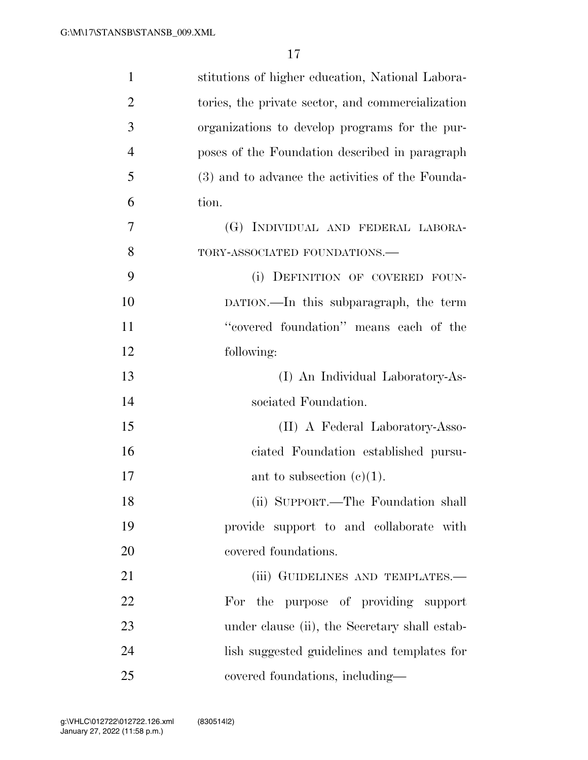stitutions of higher education, National Laboratories, the private sector, and commercialization organizations to develop programs for the purposes of the Foundation described in paragraph (3) and to advance the activities of the Foundation.

(G) INDIVIDUAL AND FEDERAL LABORATORY-ASSOCIATED FOUNDATIONS.—

(i) DEFINITION OF COVERED FOUNDATION.—In this subparagraph, the term ''covered foundation'' means each of the following:

(I) An Individual Laboratory-Associated Foundation.

(II) A Federal Laboratory-Associated Foundation established pursuant to subsection (c)(1).

(ii) SUPPORT.—The Foundation shall provide support to and collaborate with covered foundations.

(iii) GUIDELINES AND TEMPLATES.—For the purpose of providing support under clause (ii), the Secretary shall establish suggested guidelines and templates for covered foundations, including—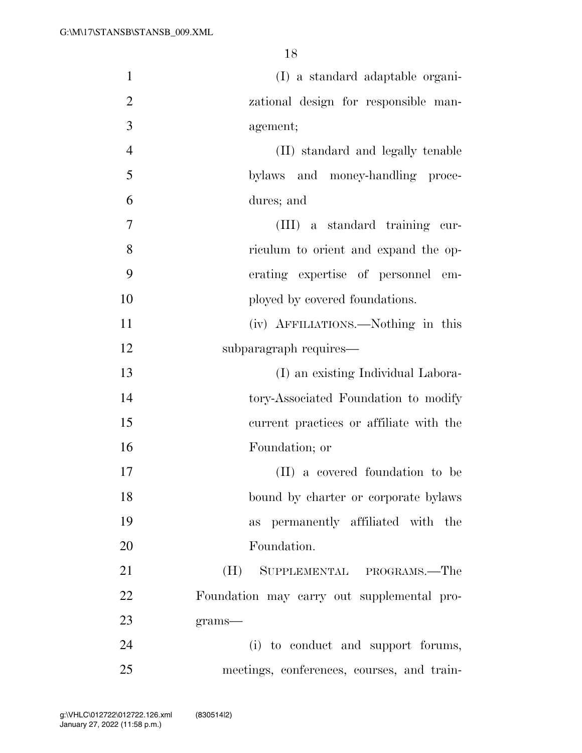(I) a standard adaptable organizational design for responsible management;

(II) standard and legally tenable bylaws and money-handling procedures; and

(III) a standard training curriculum to orient and expand the operating expertise of personnel employed by covered foundations.

(iv) AFFILIATIONS.—Nothing in this subparagraph requires—

(I) an existing Individual Laboratory-Associated Foundation to modify current practices or affiliate with the Foundation; or

(II) a covered foundation to be bound by charter or corporate bylaws as permanently affiliated with the Foundation.

(H) SUPPLEMENTAL PROGRAMS.—The Foundation may carry out supplemental programs—

(i) to conduct and support forums, meetings, conferences, courses, and train-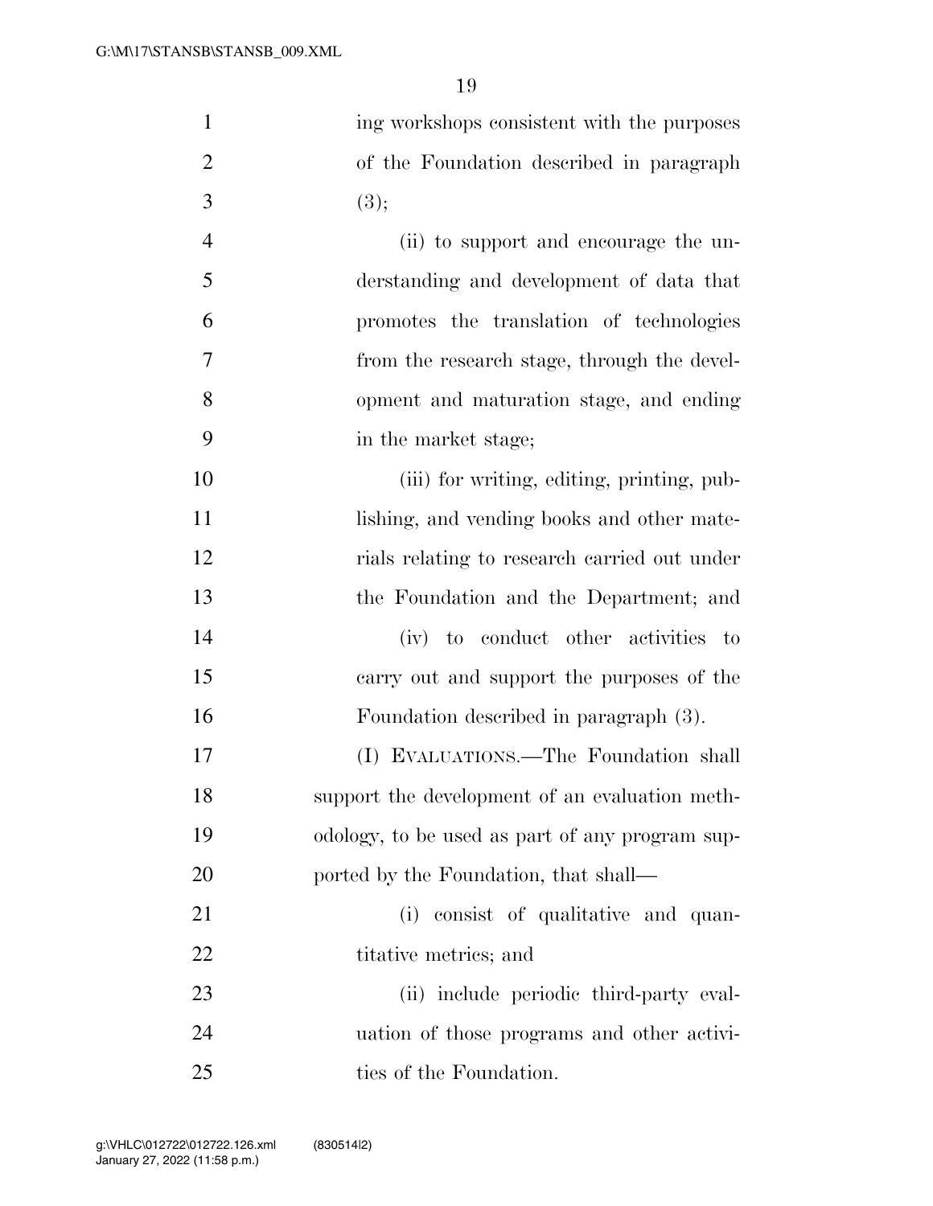ing workshops consistent with the purposes of the Foundation described in paragraph (3);

(ii) to support and encourage the understanding and development of data that promotes the translation of technologies from the research stage, through the development and maturation stage, and ending in the market stage;

(iii) for writing, editing, printing, publishing, and vending books and other materials relating to research carried out under the Foundation and the Department; and

(iv) to conduct other activities to carry out and support the purposes of the Foundation described in paragraph (3).

(I) EVALUATIONS.—The Foundation shall support the development of an evaluation methodology, to be used as part of any program supported by the Foundation, that shall—

(i) consist of qualitative and quantitative metrics; and

(ii) include periodic third-party evaluation of those programs and other activities of the Foundation.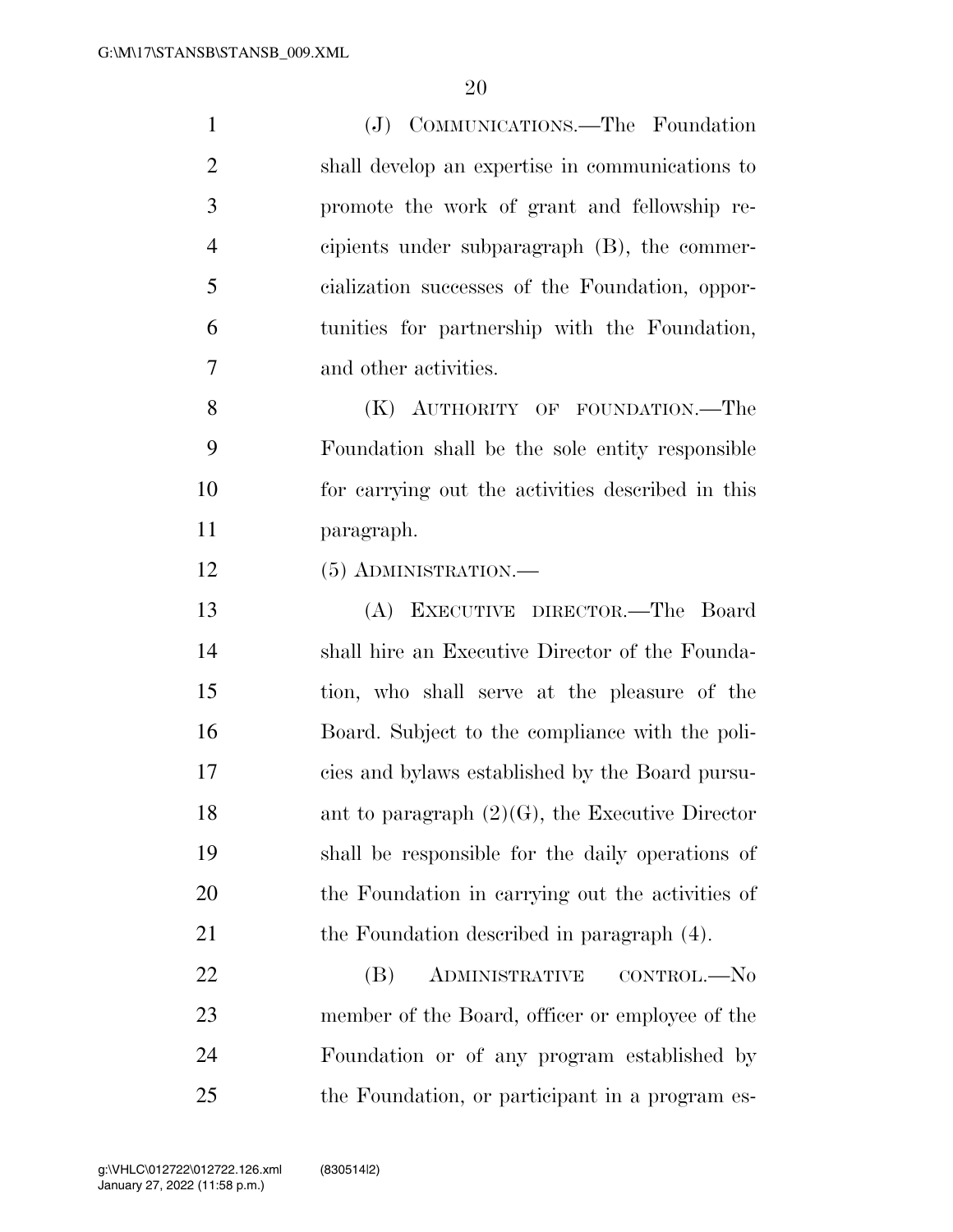(J) COMMUNICATIONS.—The Foundation shall develop an expertise in communications to promote the work of grant and fellowship recipients under subparagraph (B), the commercialization successes of the Foundation, opportunities for partnership with the Foundation, and other activities.

(K) AUTHORITY OF FOUNDATION.—The Foundation shall be the sole entity responsible for carrying out the activities described in this paragraph.

(5) ADMINISTRATION.—

(A) EXECUTIVE DIRECTOR.—The Board shall hire an Executive Director of the Foundation, who shall serve at the pleasure of the Board. Subject to the compliance with the policies and bylaws established by the Board pursuant to paragraph (2)(G), the Executive Director shall be responsible for the daily operations of the Foundation in carrying out the activities of the Foundation described in paragraph (4).

(B) ADMINISTRATIVE CONTROL.—No member of the Board, officer or employee of the Foundation or of any program established by the Foundation, or participant in a program es-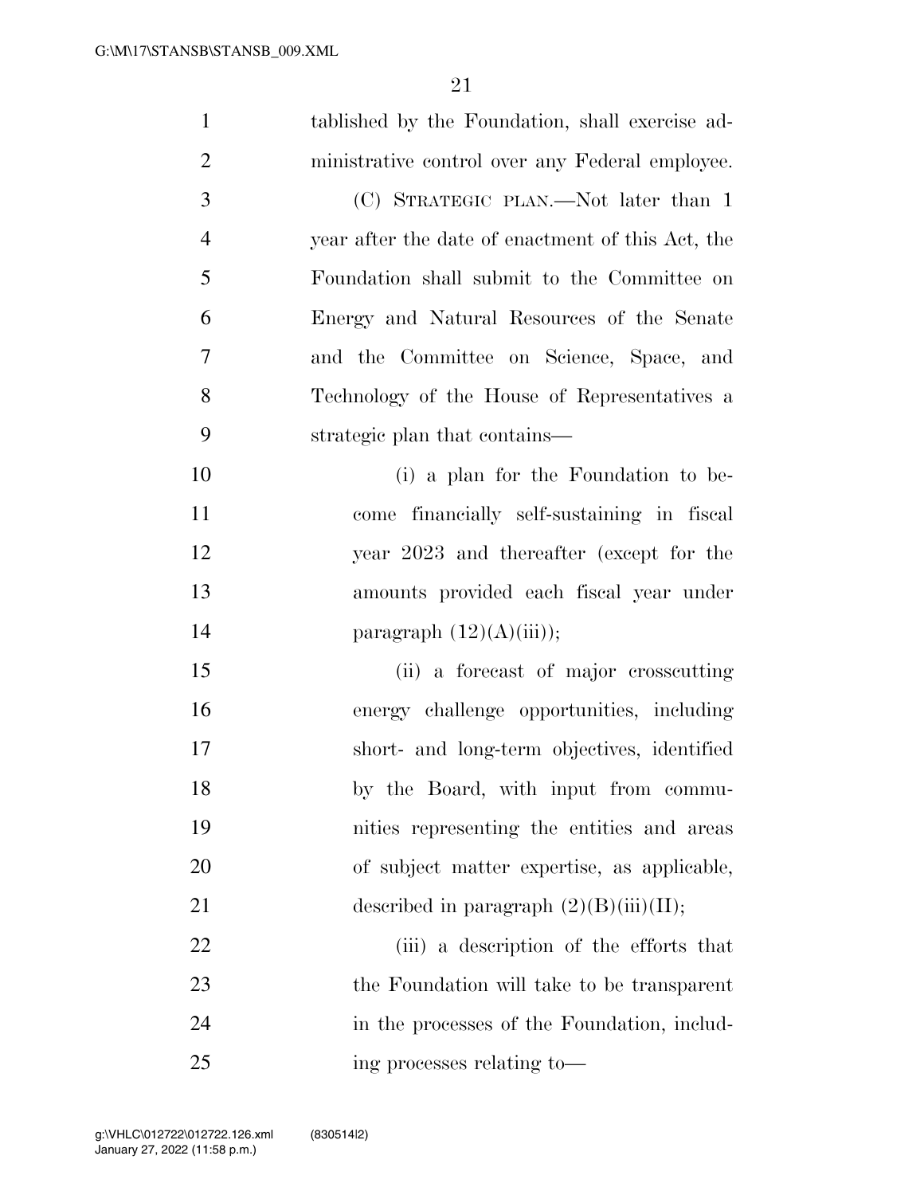tablished by the Foundation, shall exercise administrative control over any Federal employee.

(C) STRATEGIC PLAN.—Not later than 1 year after the date of enactment of this Act, the Foundation shall submit to the Committee on Energy and Natural Resources of the Senate and the Committee on Science, Space, and Technology of the House of Representatives a strategic plan that contains—

(i) a plan for the Foundation to become financially self-sustaining in fiscal year 2023 and thereafter (except for the amounts provided each fiscal year under paragraph (12)(A)(iii));

(ii) a forecast of major crosscutting energy challenge opportunities, including short- and long-term objectives, identified by the Board, with input from communities representing the entities and areas of subject matter expertise, as applicable, described in paragraph (2)(B)(iii)(II);

(iii) a description of the efforts that the Foundation will take to be transparent in the processes of the Foundation, including processes relating to—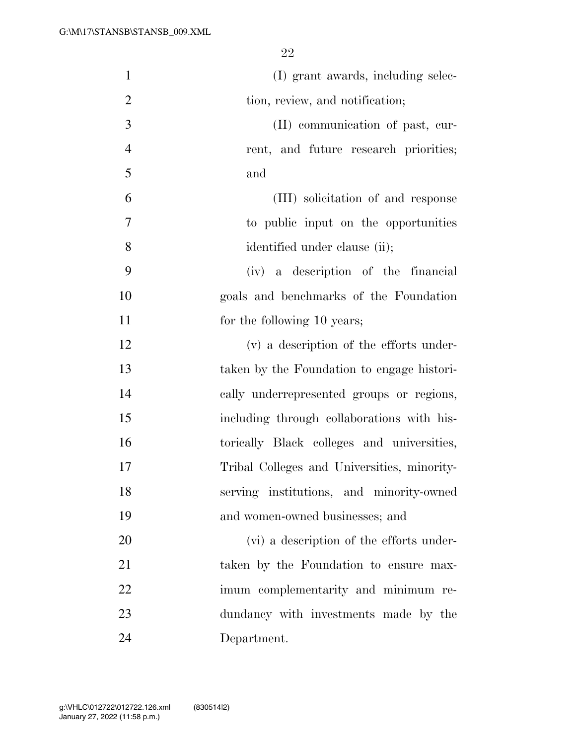(I) grant awards, including selection, review, and notification;

(II) communication of past, current, and future research priorities; and

(III) solicitation of and response to public input on the opportunities identified under clause (ii);

(iv) a description of the financial goals and benchmarks of the Foundation for the following 10 years;

(v) a description of the efforts undertaken by the Foundation to engage historically underrepresented groups or regions, including through collaborations with historically Black colleges and universities, Tribal Colleges and Universities, minority-serving institutions, and minority-owned and women-owned businesses; and

(vi) a description of the efforts undertaken by the Foundation to ensure maximum complementarity and minimum redundancy with investments made by the Department.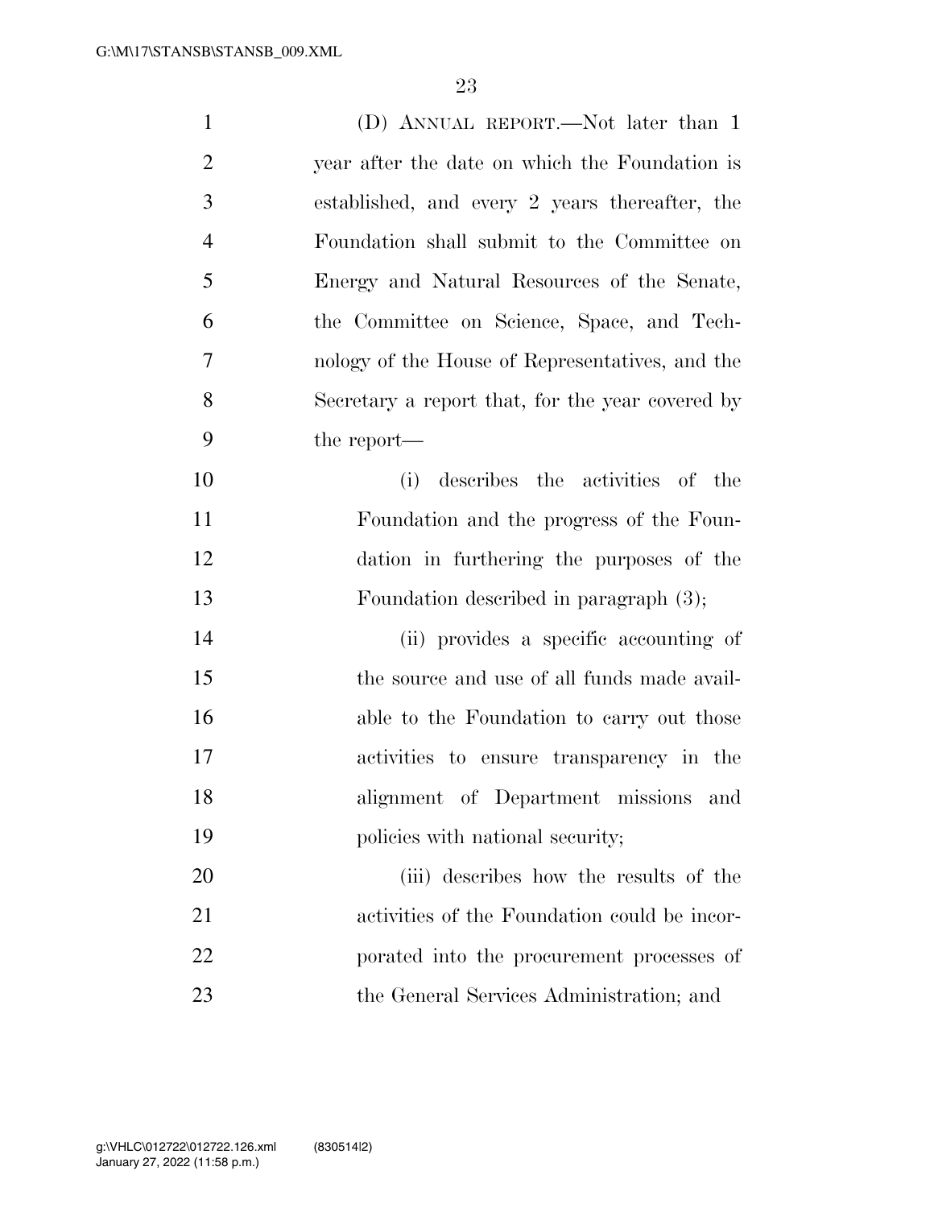(D) ANNUAL REPORT.—Not later than 1 year after the date on which the Foundation is established, and every 2 years thereafter, the Foundation shall submit to the Committee on Energy and Natural Resources of the Senate, the Committee on Science, Space, and Technology of the House of Representatives, and the Secretary a report that, for the year covered by the report—

(i) describes the activities of the Foundation and the progress of the Foundation in furthering the purposes of the Foundation described in paragraph (3);

(ii) provides a specific accounting of the source and use of all funds made available to the Foundation to carry out those activities to ensure transparency in the alignment of Department missions and policies with national security;

(iii) describes how the results of the activities of the Foundation could be incorporated into the procurement processes of the General Services Administration; and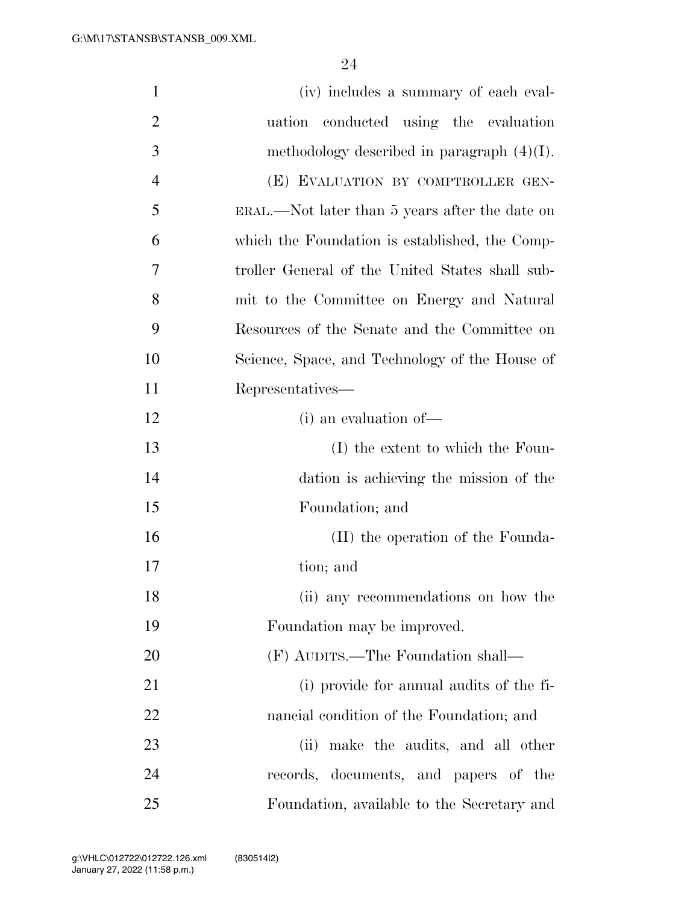(iv) includes a summary of each evaluation conducted using the evaluation methodology described in paragraph (4)(I).

(E) EVALUATION BY COMPTROLLER GENERAL.—Not later than 5 years after the date on which the Foundation is established, the Comptroller General of the United States shall submit to the Committee on Energy and Natural Resources of the Senate and the Committee on Science, Space, and Technology of the House of Representatives—

(i) an evaluation of—

(I) the extent to which the Foundation is achieving the mission of the Foundation; and

(II) the operation of the Foundation; and

(ii) any recommendations on how the Foundation may be improved.

(F) AUDITS.—The Foundation shall—

(i) provide for annual audits of the financial condition of the Foundation; and

(ii) make the audits, and all other records, documents, and papers of the Foundation, available to the Secretary and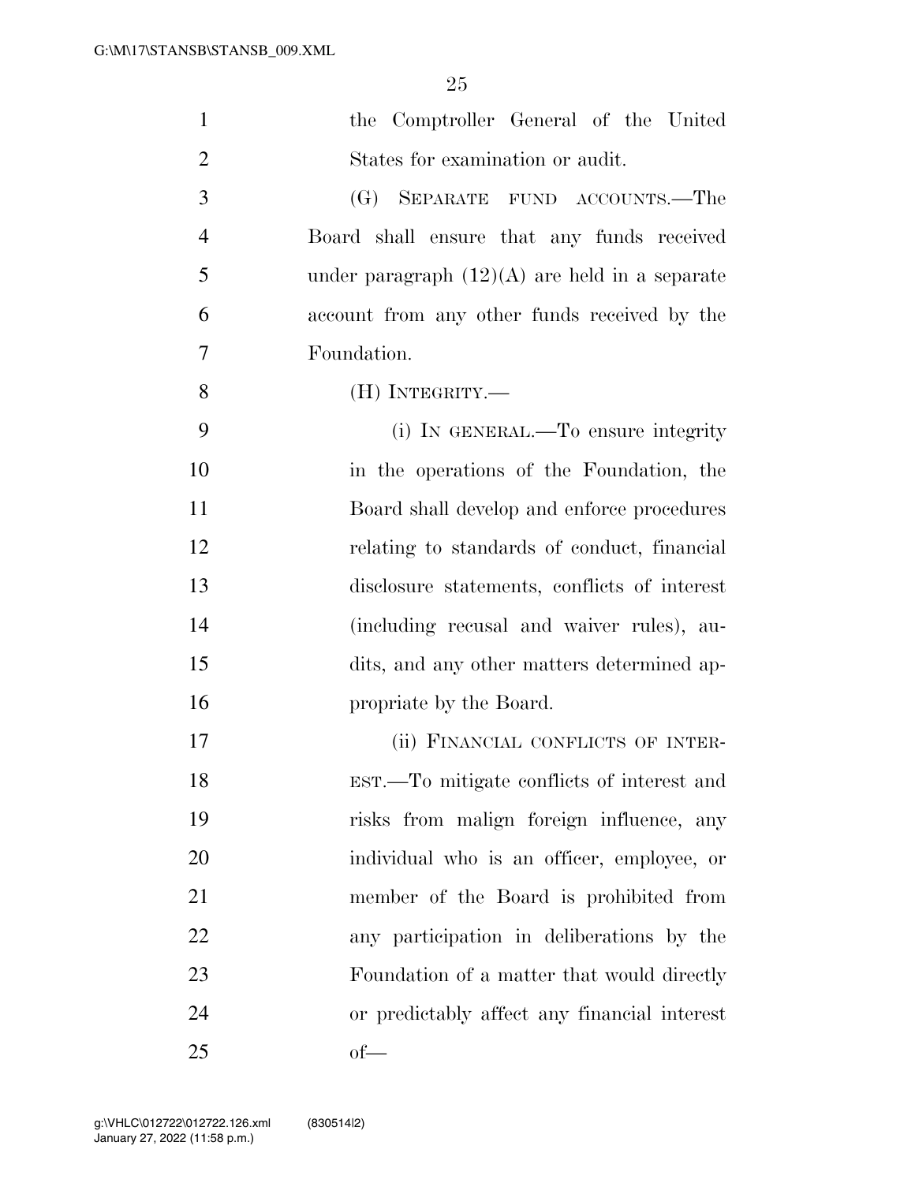the Comptroller General of the United States for examination or audit.

(G) SEPARATE FUND ACCOUNTS.—The Board shall ensure that any funds received under paragraph (12)(A) are held in a separate account from any other funds received by the Foundation.

(H) INTEGRITY.—

(i) IN GENERAL.—To ensure integrity in the operations of the Foundation, the Board shall develop and enforce procedures relating to standards of conduct, financial disclosure statements, conflicts of interest (including recusal and waiver rules), audits, and any other matters determined appropriate by the Board.

(ii) FINANCIAL CONFLICTS OF INTEREST.—To mitigate conflicts of interest and risks from malign foreign influence, any individual who is an officer, employee, or member of the Board is prohibited from any participation in deliberations by the Foundation of a matter that would directly or predictably affect any financial interest of—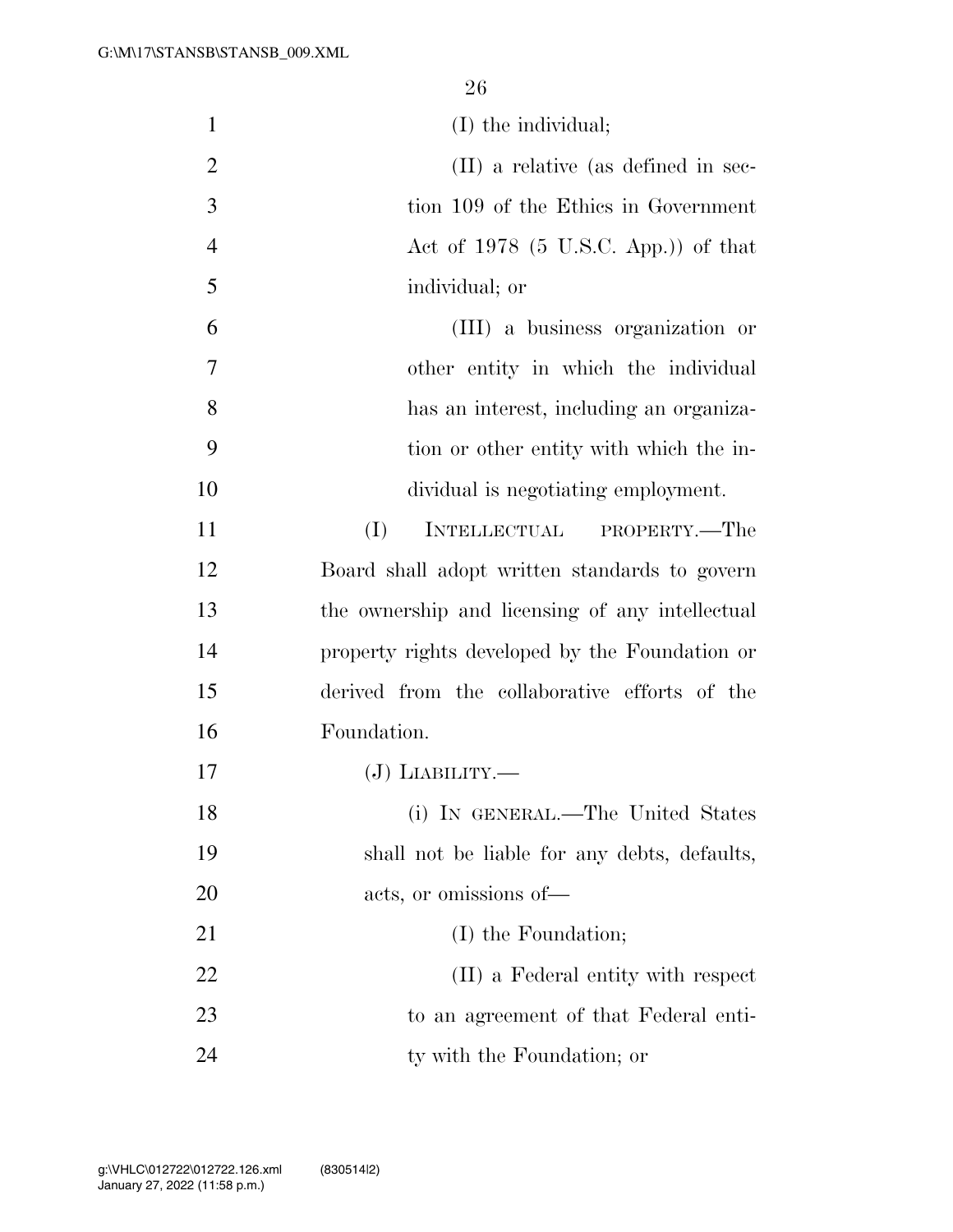(I) the individual;

(II) a relative (as defined in section 109 of the Ethics in Government Act of 1978 (5 U.S.C. App.)) of that individual; or

(III) a business organization or other entity in which the individual has an interest, including an organization or other entity with which the individual is negotiating employment.

(I) INTELLECTUAL PROPERTY.—The Board shall adopt written standards to govern the ownership and licensing of any intellectual property rights developed by the Foundation or derived from the collaborative efforts of the Foundation.

(J) LIABILITY.—

(i) IN GENERAL.—The United States shall not be liable for any debts, defaults, acts, or omissions of—

(I) the Foundation;

(II) a Federal entity with respect to an agreement of that Federal entity with the Foundation; or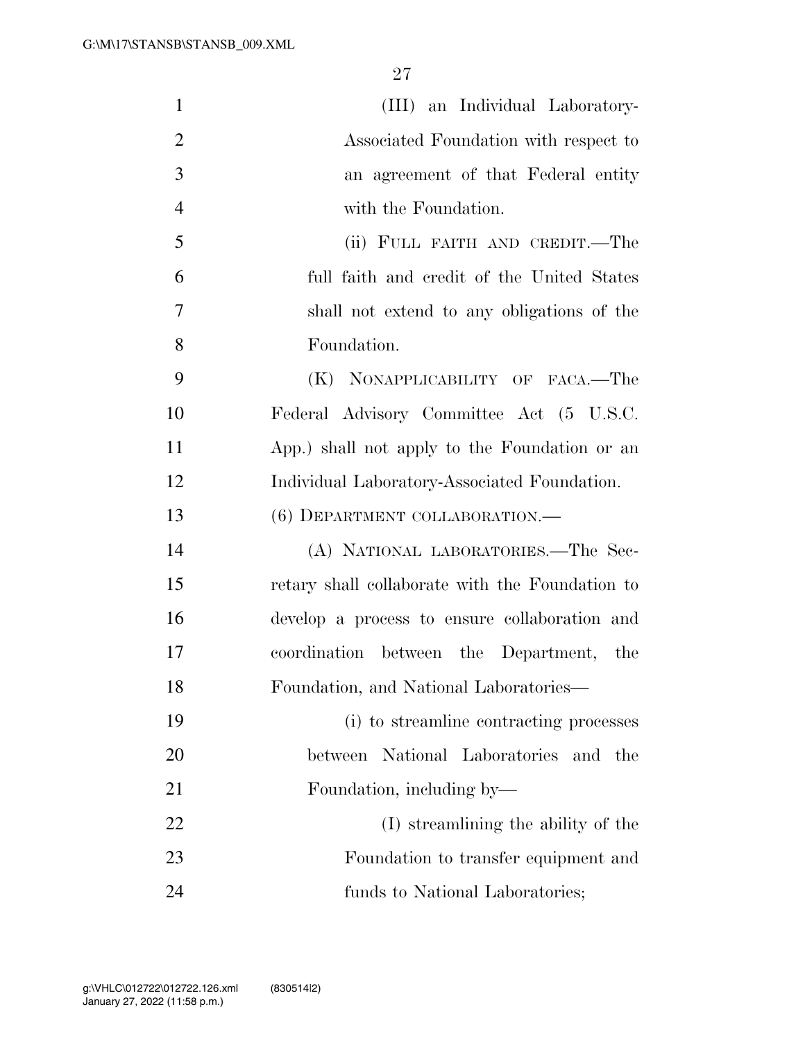(III) an Individual Laboratory-Associated Foundation with respect to an agreement of that Federal entity with the Foundation.

(ii) FULL FAITH AND CREDIT.—The full faith and credit of the United States shall not extend to any obligations of the Foundation.

(K) NONAPPLICABILITY OF FACA.—The Federal Advisory Committee Act (5 U.S.C. App.) shall not apply to the Foundation or an Individual Laboratory-Associated Foundation.

(6) DEPARTMENT COLLABORATION.—

(A) NATIONAL LABORATORIES.—The Secretary shall collaborate with the Foundation to develop a process to ensure collaboration and coordination between the Department, the Foundation, and National Laboratories—

(i) to streamline contracting processes between National Laboratories and the Foundation, including by—

(I) streamlining the ability of the Foundation to transfer equipment and funds to National Laboratories;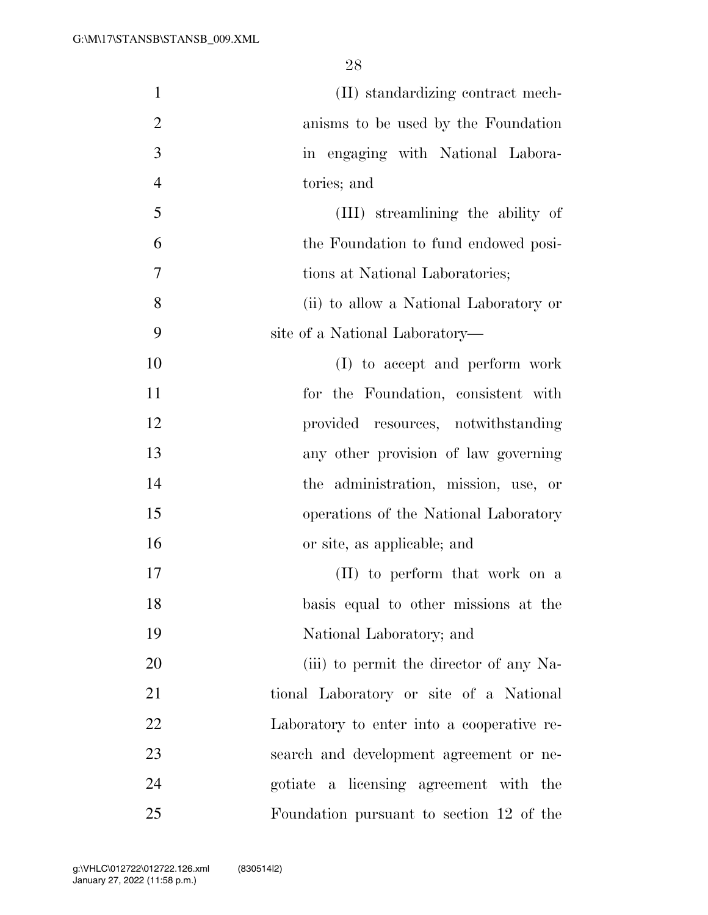(II) standardizing contract mechanisms to be used by the Foundation in engaging with National Laboratories; and

(III) streamlining the ability of the Foundation to fund endowed positions at National Laboratories;

(ii) to allow a National Laboratory or site of a National Laboratory—

(I) to accept and perform work for the Foundation, consistent with provided resources, notwithstanding any other provision of law governing the administration, mission, use, or operations of the National Laboratory or site, as applicable; and

(II) to perform that work on a basis equal to other missions at the National Laboratory; and

(iii) to permit the director of any National Laboratory or site of a National Laboratory to enter into a cooperative research and development agreement or negotiate a licensing agreement with the Foundation pursuant to section 12 of the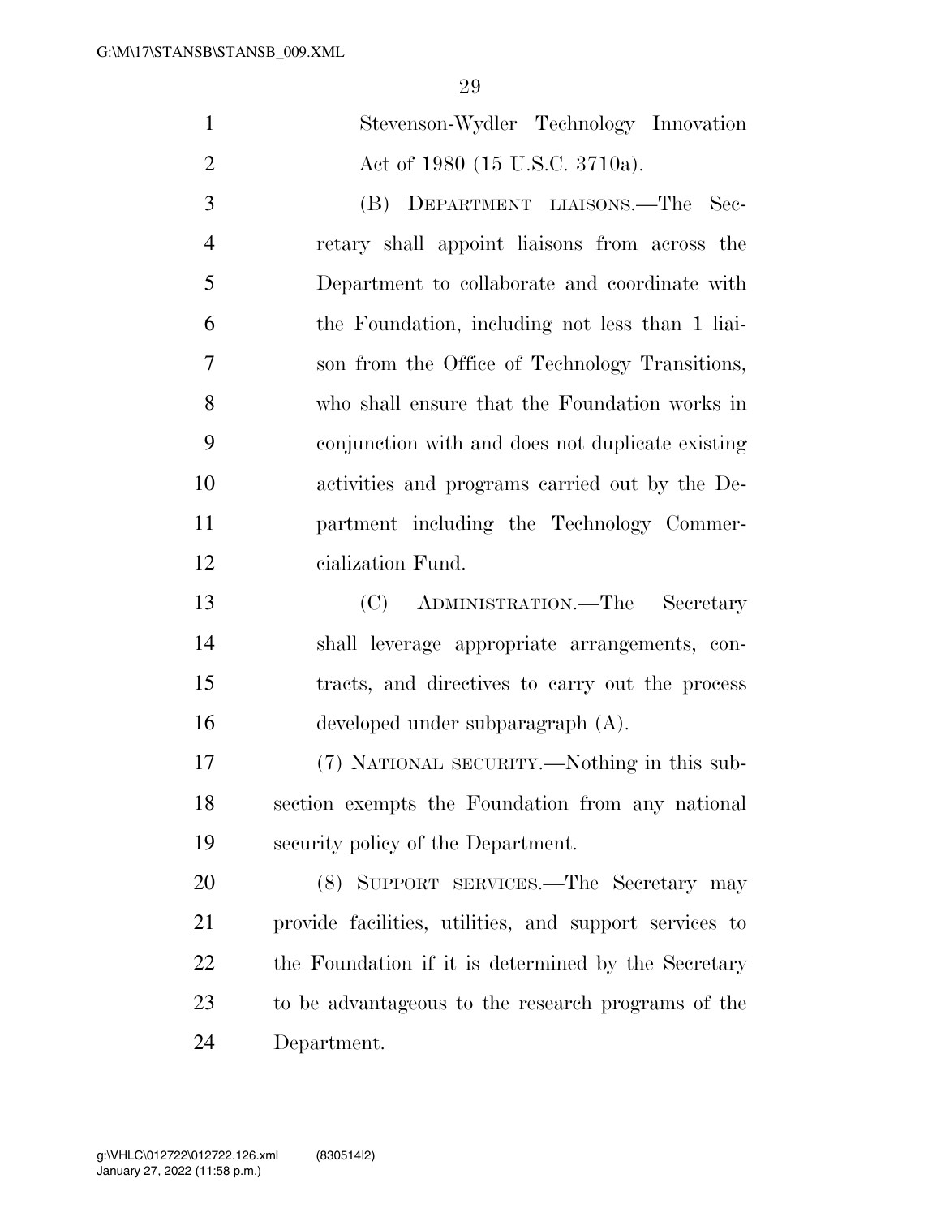Stevenson-Wydler Technology Innovation Act of 1980 (15 U.S.C. 3710a).

(B) DEPARTMENT LIAISONS.—The Secretary shall appoint liaisons from across the Department to collaborate and coordinate with the Foundation, including not less than 1 liaison from the Office of Technology Transitions, who shall ensure that the Foundation works in conjunction with and does not duplicate existing activities and programs carried out by the Department including the Technology Commercialization Fund.

(C) ADMINISTRATION.—The Secretary shall leverage appropriate arrangements, contracts, and directives to carry out the process developed under subparagraph (A).

(7) NATIONAL SECURITY.—Nothing in this subsection exempts the Foundation from any national security policy of the Department.

(8) SUPPORT SERVICES.—The Secretary may provide facilities, utilities, and support services to the Foundation if it is determined by the Secretary to be advantageous to the research programs of the Department.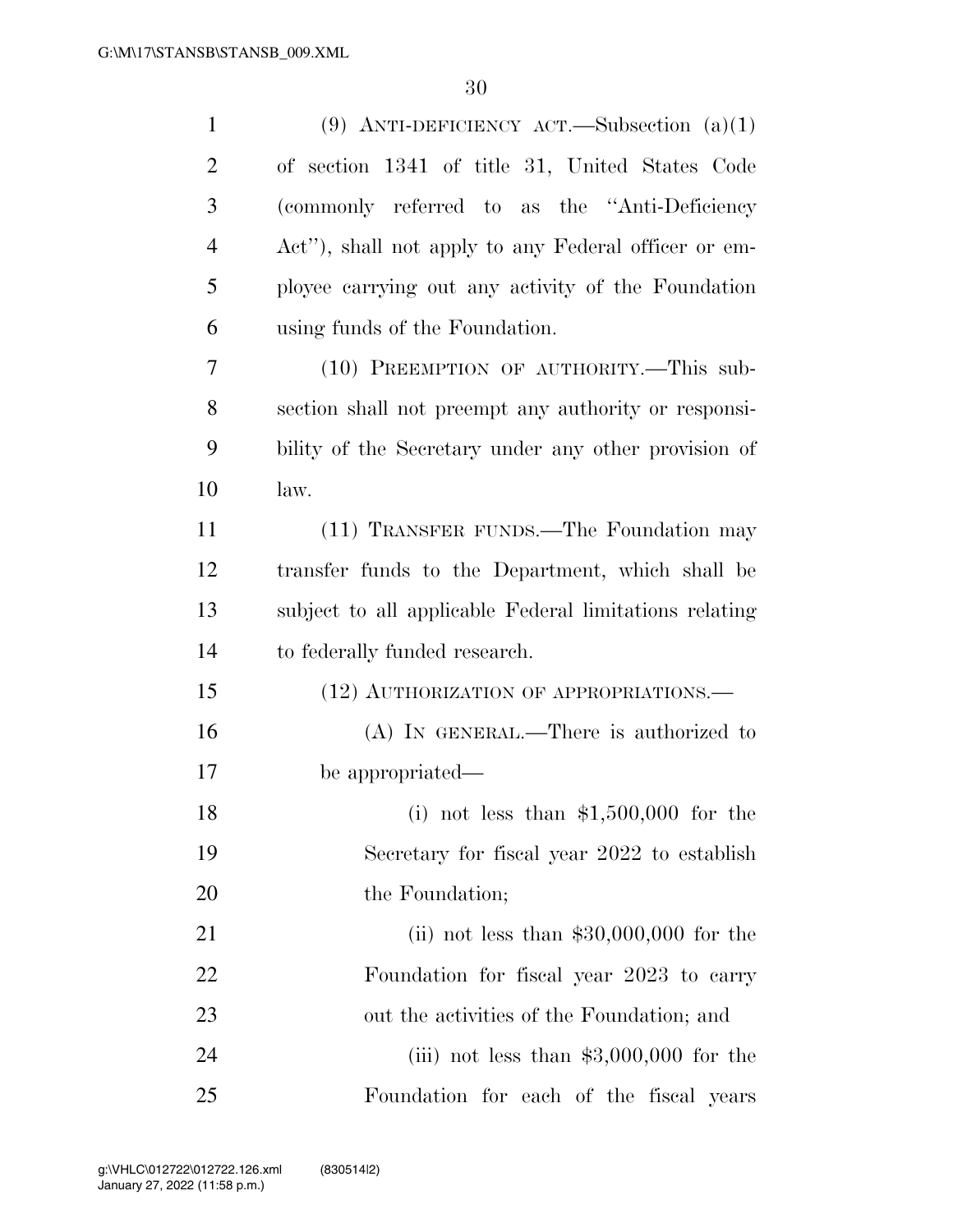(9) ANTI-DEFICIENCY ACT.—Subsection (a)(1) of section 1341 of title 31, United States Code (commonly referred to as the "Anti-Deficiency Act"), shall not apply to any Federal officer or employee carrying out any activity of the Foundation using funds of the Foundation.

(10) PREEMPTION OF AUTHORITY.—This subsection shall not preempt any authority or responsibility of the Secretary under any other provision of law.

(11) TRANSFER FUNDS.—The Foundation may transfer funds to the Department, which shall be subject to all applicable Federal limitations relating to federally funded research.

(12) AUTHORIZATION OF APPROPRIATIONS.—

(A) IN GENERAL.—There is authorized to be appropriated—

(i) not less than $1,500,000 for the Secretary for fiscal year 2022 to establish the Foundation;

(ii) not less than $30,000,000 for the Foundation for fiscal year 2023 to carry out the activities of the Foundation; and

(iii) not less than $3,000,000 for the Foundation for each of the fiscal years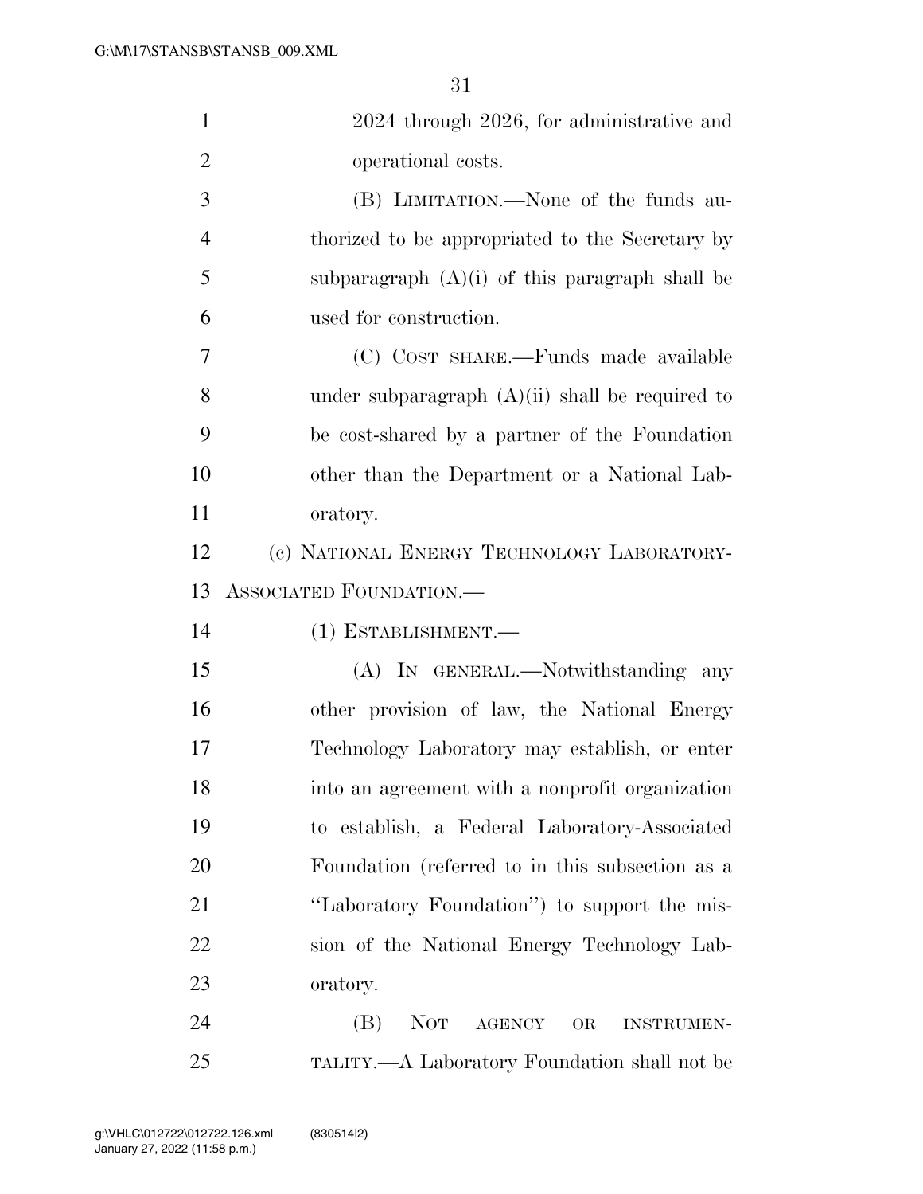2024 through 2026, for administrative and operational costs.

(B) LIMITATION.—None of the funds authorized to be appropriated to the Secretary by subparagraph (A)(i) of this paragraph shall be used for construction.

(C) COST SHARE.—Funds made available under subparagraph (A)(ii) shall be required to be cost-shared by a partner of the Foundation other than the Department or a National Laboratory.

(c) NATIONAL ENERGY TECHNOLOGY LABORATORY-ASSOCIATED FOUNDATION.—

(1) ESTABLISHMENT.—

(A) IN GENERAL.—Notwithstanding any other provision of law, the National Energy Technology Laboratory may establish, or enter into an agreement with a nonprofit organization to establish, a Federal Laboratory-Associated Foundation (referred to in this subsection as a ''Laboratory Foundation'') to support the mission of the National Energy Technology Laboratory.

(B) NOT AGENCY OR INSTRUMENTALITY.—A Laboratory Foundation shall not be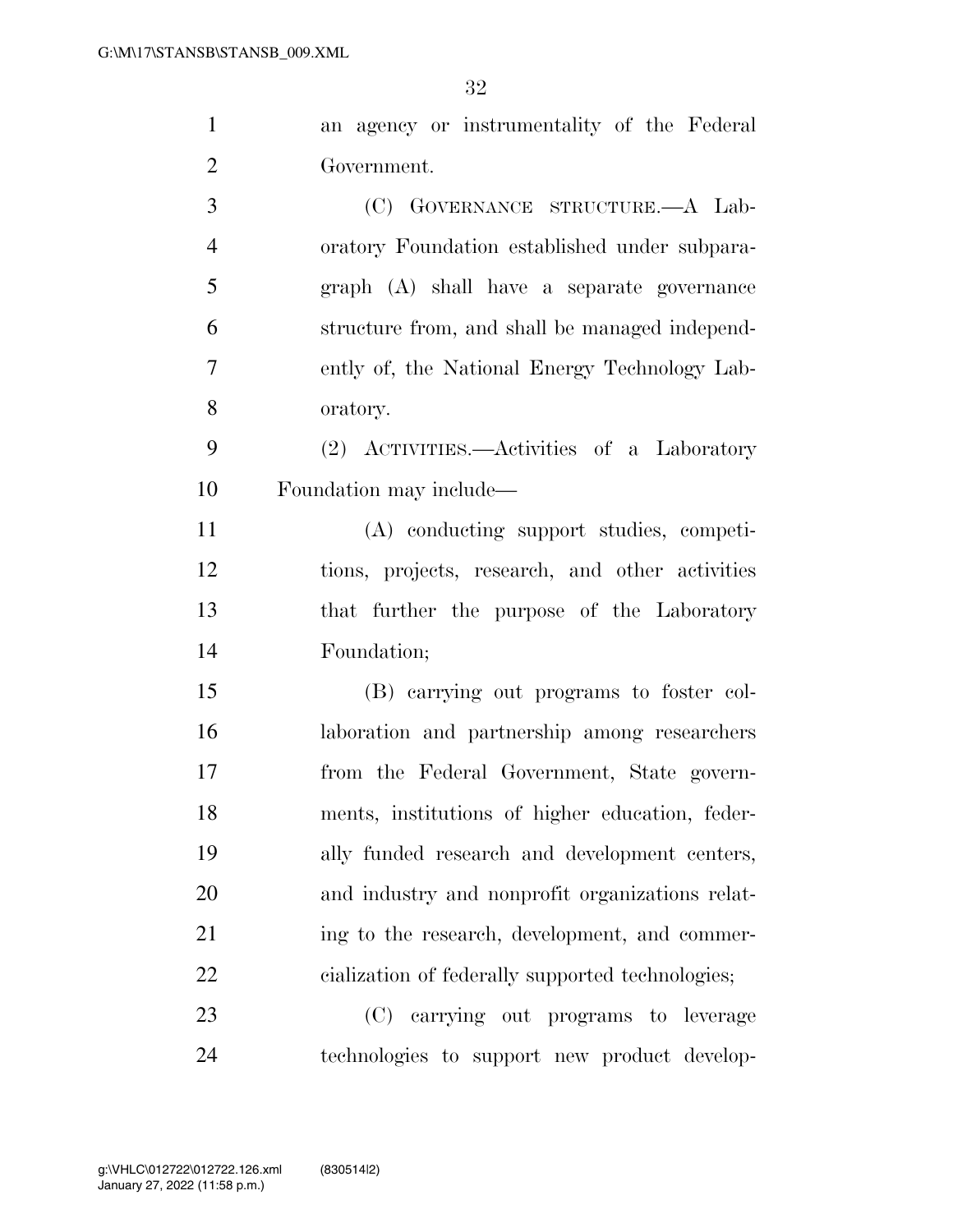an agency or instrumentality of the Federal Government.

(C) GOVERNANCE STRUCTURE.—A Laboratory Foundation established under subparagraph (A) shall have a separate governance structure from, and shall be managed independently of, the National Energy Technology Laboratory.

(2) ACTIVITIES.—Activities of a Laboratory Foundation may include—

(A) conducting support studies, competitions, projects, research, and other activities that further the purpose of the Laboratory Foundation;

(B) carrying out programs to foster collaboration and partnership among researchers from the Federal Government, State governments, institutions of higher education, federally funded research and development centers, and industry and nonprofit organizations relating to the research, development, and commercialization of federally supported technologies;

(C) carrying out programs to leverage technologies to support new product develop-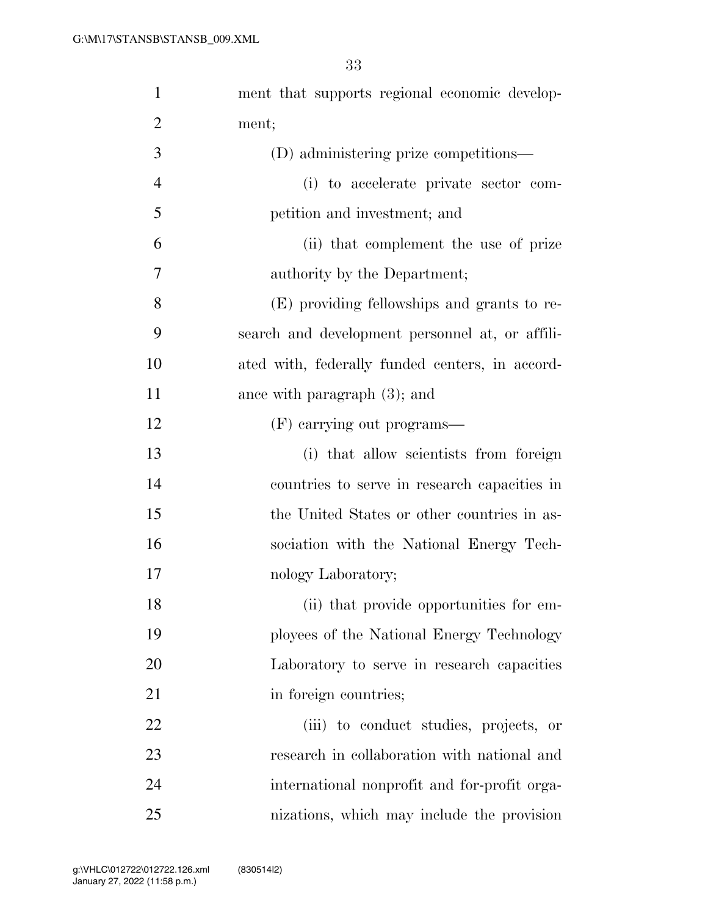ment that supports regional economic development;

(D) administering prize competitions—

(i) to accelerate private sector competition and investment; and

(ii) that complement the use of prize authority by the Department;

(E) providing fellowships and grants to research and development personnel at, or affiliated with, federally funded centers, in accordance with paragraph (3); and

(F) carrying out programs—

(i) that allow scientists from foreign countries to serve in research capacities in the United States or other countries in association with the National Energy Technology Laboratory;

(ii) that provide opportunities for employees of the National Energy Technology Laboratory to serve in research capacities in foreign countries;

(iii) to conduct studies, projects, or research in collaboration with national and international nonprofit and for-profit organizations, which may include the provision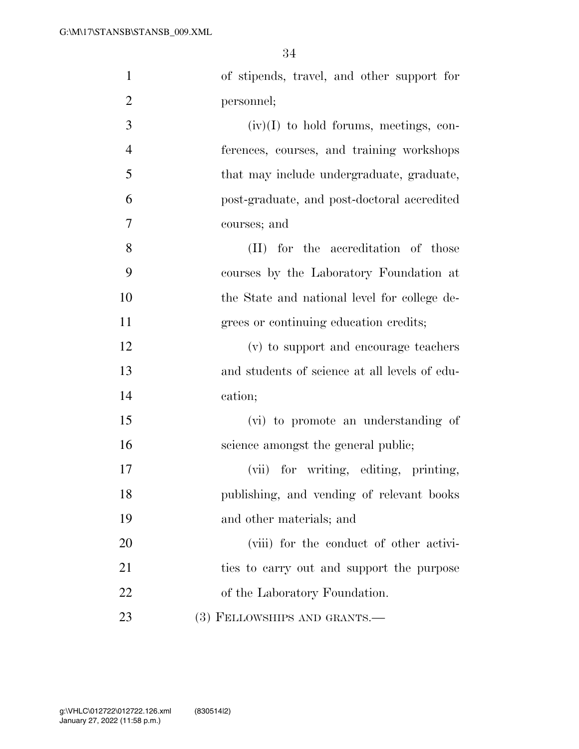of stipends, travel, and other support for personnel;

(iv)(I) to hold forums, meetings, conferences, courses, and training workshops that may include undergraduate, graduate, post-graduate, and post-doctoral accredited courses; and

(II) for the accreditation of those courses by the Laboratory Foundation at the State and national level for college degrees or continuing education credits;

(v) to support and encourage teachers and students of science at all levels of education;

(vi) to promote an understanding of science amongst the general public;

(vii) for writing, editing, printing, publishing, and vending of relevant books and other materials; and

(viii) for the conduct of other activities to carry out and support the purpose of the Laboratory Foundation.

(3) FELLOWSHIPS AND GRANTS.—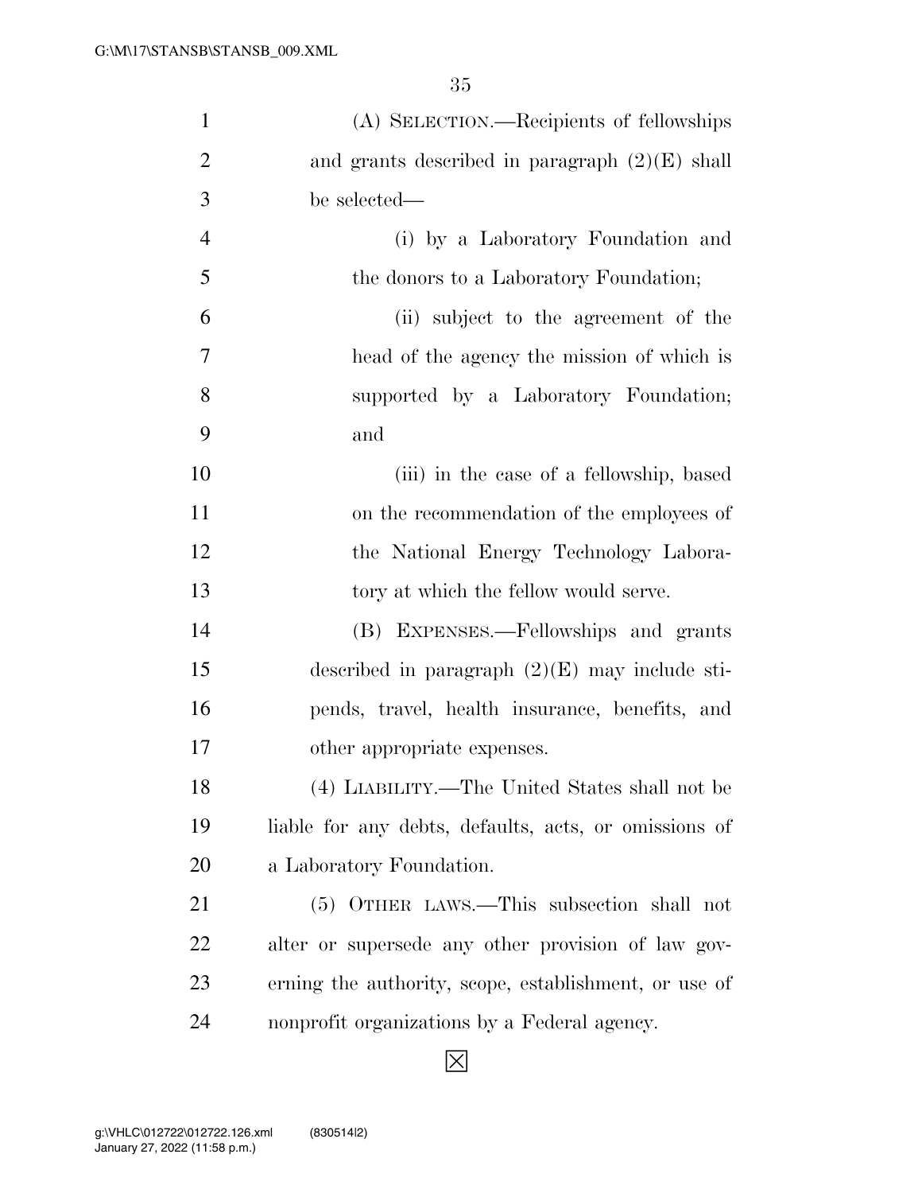(A) SELECTION.—Recipients of fellowships and grants described in paragraph (2)(E) shall be selected—

(i) by a Laboratory Foundation and the donors to a Laboratory Foundation;

(ii) subject to the agreement of the head of the agency the mission of which is supported by a Laboratory Foundation; and

(iii) in the case of a fellowship, based on the recommendation of the employees of the National Energy Technology Laboratory at which the fellow would serve.

(B) EXPENSES.—Fellowships and grants described in paragraph (2)(E) may include stipends, travel, health insurance, benefits, and other appropriate expenses.

(4) LIABILITY.—The United States shall not be liable for any debts, defaults, acts, or omissions of a Laboratory Foundation.

(5) OTHER LAWS.—This subsection shall not alter or supersede any other provision of law governing the authority, scope, establishment, or use of nonprofit organizations by a Federal agency.